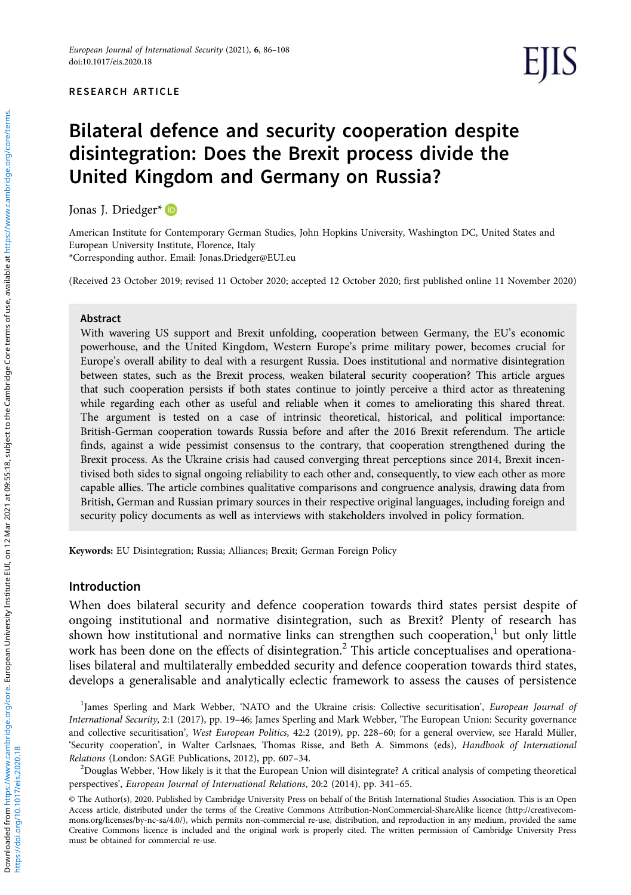RESEARCH ARTICLE

# Bilateral defence and security cooperation despite disintegration: Does the Brexit process divide the United Kingdom and Germany on Russia?

Jonas J. Driedger*

American Institute for Contemporary German Studies, John Hopkins University, Washington DC, United States and European University Institute, Florence, Italy
*Corresponding author. Email: Jonas.Driedger@EUI.eu

(Received 23 October 2019; revised 11 October 2020; accepted 12 October 2020; first published online 11 November 2020)

## Abstract

With wavering US support and Brexit unfolding, cooperation between Germany, the EU's economic powerhouse, and the United Kingdom, Western Europe's prime military power, becomes crucial for Europe's overall ability to deal with a resurgent Russia. Does institutional and normative disintegration between states, such as the Brexit process, weaken bilateral security cooperation? This article argues that such cooperation persists if both states continue to jointly perceive a third actor as threatening while regarding each other as useful and reliable when it comes to ameliorating this shared threat. The argument is tested on a case of intrinsic theoretical, historical, and political importance: British-German cooperation towards Russia before and after the 2016 Brexit referendum. The article finds, against a wide pessimist consensus to the contrary, that cooperation strengthened during the Brexit process. As the Ukraine crisis had caused converging threat perceptions since 2014, Brexit incentivised both sides to signal ongoing reliability to each other and, consequently, to view each other as more capable allies. The article combines qualitative comparisons and congruence analysis, drawing data from British, German and Russian primary sources in their respective original languages, including foreign and security policy documents as well as interviews with stakeholders involved in policy formation.

**Keywords:** EU Disintegration; Russia; Alliances; Brexit; German Foreign Policy

## Introduction

When does bilateral security and defence cooperation towards third states persist despite of ongoing institutional and normative disintegration, such as Brexit? Plenty of research has shown how institutional and normative links can strengthen such cooperation,[1] but only little work has been done on the effects of disintegration.[2] This article conceptualises and operationalises bilateral and multilaterally embedded security and defence cooperation towards third states, develops a generalisable and analytically eclectic framework to assess the causes of persistence

[1] James Sperling and Mark Webber, 'NATO and the Ukraine crisis: Collective securitisation', *European Journal of International Security*, 2:1 (2017), pp. 19–46; James Sperling and Mark Webber, 'The European Union: Security governance and collective securitisation', *West European Politics*, 42:2 (2019), pp. 228–60; for a general overview, see Harald Müller, 'Security cooperation', in Walter Carlsnaes, Thomas Risse, and Beth A. Simmons (eds), *Handbook of International Relations* (London: SAGE Publications, 2012), pp. 607–34.

[2] Douglas Webber, 'How likely is it that the European Union will disintegrate? A critical analysis of competing theoretical perspectives', *European Journal of International Relations*, 20:2 (2014), pp. 341–65.

© The Author(s), 2020. Published by Cambridge University Press on behalf of the British International Studies Association. This is an Open Access article, distributed under the terms of the Creative Commons Attribution-NonCommercial-ShareAlike licence (http://creativecommons.org/licenses/by-nc-sa/4.0/), which permits non-commercial re-use, distribution, and reproduction in any medium, provided the same Creative Commons licence is included and the original work is properly cited. The written permission of Cambridge University Press must be obtained for commercial re-use.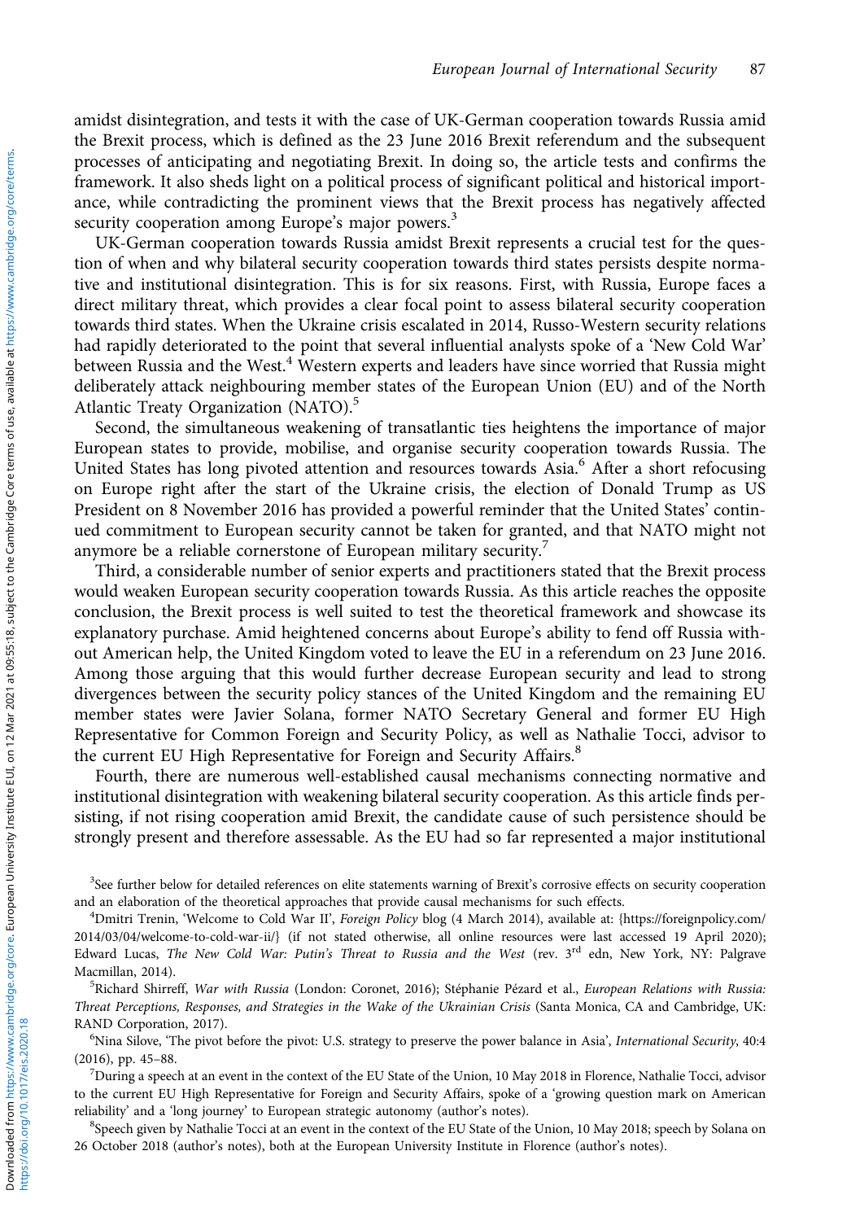amidst disintegration, and tests it with the case of UK-German cooperation towards Russia amid the Brexit process, which is defined as the 23 June 2016 Brexit referendum and the subsequent processes of anticipating and negotiating Brexit. In doing so, the article tests and confirms the framework. It also sheds light on a political process of significant political and historical importance, while contradicting the prominent views that the Brexit process has negatively affected security cooperation among Europe's major powers.[3]

UK-German cooperation towards Russia amidst Brexit represents a crucial test for the question of when and why bilateral security cooperation towards third states persists despite normative and institutional disintegration. This is for six reasons. First, with Russia, Europe faces a direct military threat, which provides a clear focal point to assess bilateral security cooperation towards third states. When the Ukraine crisis escalated in 2014, Russo-Western security relations had rapidly deteriorated to the point that several influential analysts spoke of a 'New Cold War' between Russia and the West.[4] Western experts and leaders have since worried that Russia might deliberately attack neighbouring member states of the European Union (EU) and of the North Atlantic Treaty Organization (NATO).[5]

Second, the simultaneous weakening of transatlantic ties heightens the importance of major European states to provide, mobilise, and organise security cooperation towards Russia. The United States has long pivoted attention and resources towards Asia.[6] After a short refocusing on Europe right after the start of the Ukraine crisis, the election of Donald Trump as US President on 8 November 2016 has provided a powerful reminder that the United States' continued commitment to European security cannot be taken for granted, and that NATO might not anymore be a reliable cornerstone of European military security.[7]

Third, a considerable number of senior experts and practitioners stated that the Brexit process would weaken European security cooperation towards Russia. As this article reaches the opposite conclusion, the Brexit process is well suited to test the theoretical framework and showcase its explanatory purchase. Amid heightened concerns about Europe's ability to fend off Russia without American help, the United Kingdom voted to leave the EU in a referendum on 23 June 2016. Among those arguing that this would further decrease European security and lead to strong divergences between the security policy stances of the United Kingdom and the remaining EU member states were Javier Solana, former NATO Secretary General and former EU High Representative for Common Foreign and Security Policy, as well as Nathalie Tocci, advisor to the current EU High Representative for Foreign and Security Affairs.[8]

Fourth, there are numerous well-established causal mechanisms connecting normative and institutional disintegration with weakening bilateral security cooperation. As this article finds persisting, if not rising cooperation amid Brexit, the candidate cause of such persistence should be strongly present and therefore assessable. As the EU had so far represented a major institutional

---

[3] See further below for detailed references on elite statements warning of Brexit's corrosive effects on security cooperation and an elaboration of the theoretical approaches that provide causal mechanisms for such effects.

[4] Dmitri Trenin, 'Welcome to Cold War II', *Foreign Policy* blog (4 March 2014), available at: {https://foreignpolicy.com/2014/03/04/welcome-to-cold-war-ii/} (if not stated otherwise, all online resources were last accessed 19 April 2020); Edward Lucas, *The New Cold War: Putin's Threat to Russia and the West* (rev. 3rd edn, New York, NY: Palgrave Macmillan, 2014).

[5] Richard Shirreff, *War with Russia* (London: Coronet, 2016); Stéphanie Pézard et al., *European Relations with Russia: Threat Perceptions, Responses, and Strategies in the Wake of the Ukrainian Crisis* (Santa Monica, CA and Cambridge, UK: RAND Corporation, 2017).

[6] Nina Silove, 'The pivot before the pivot: U.S. strategy to preserve the power balance in Asia', *International Security*, 40:4 (2016), pp. 45–88.

[7] During a speech at an event in the context of the EU State of the Union, 10 May 2018 in Florence, Nathalie Tocci, advisor to the current EU High Representative for Foreign and Security Affairs, spoke of a 'growing question mark on American reliability' and a 'long journey' to European strategic autonomy (author's notes).

[8] Speech given by Nathalie Tocci at an event in the context of the EU State of the Union, 10 May 2018; speech by Solana on 26 October 2018 (author's notes), both at the European University Institute in Florence (author's notes).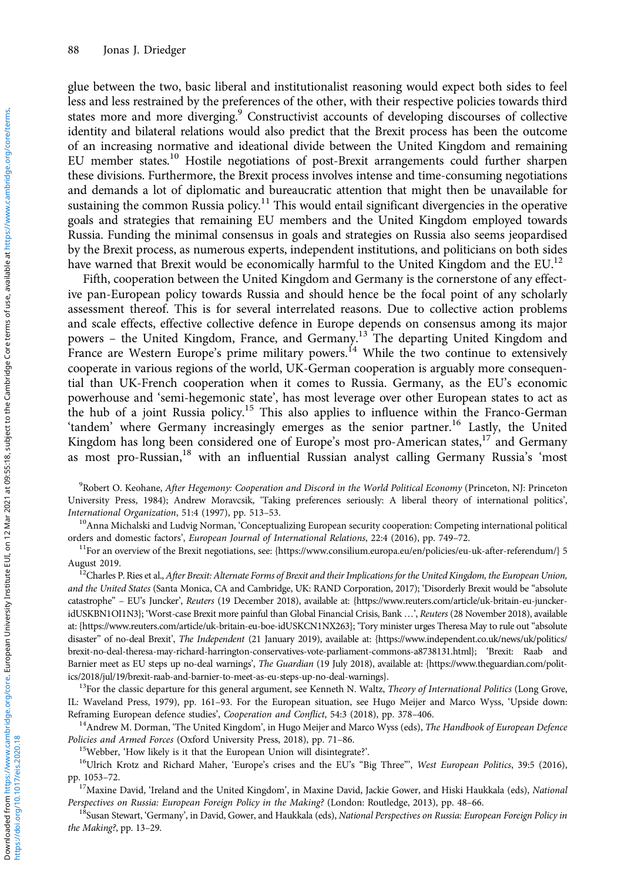glue between the two, basic liberal and institutionalist reasoning would expect both sides to feel less and less restrained by the preferences of the other, with their respective policies towards third states more and more diverging.[9] Constructivist accounts of developing discourses of collective identity and bilateral relations would also predict that the Brexit process has been the outcome of an increasing normative and ideational divide between the United Kingdom and remaining EU member states.[10] Hostile negotiations of post-Brexit arrangements could further sharpen these divisions. Furthermore, the Brexit process involves intense and time-consuming negotiations and demands a lot of diplomatic and bureaucratic attention that might then be unavailable for sustaining the common Russia policy.[11] This would entail significant divergencies in the operative goals and strategies that remaining EU members and the United Kingdom employed towards Russia. Funding the minimal consensus in goals and strategies on Russia also seems jeopardised by the Brexit process, as numerous experts, independent institutions, and politicians on both sides have warned that Brexit would be economically harmful to the United Kingdom and the EU.[12]

Fifth, cooperation between the United Kingdom and Germany is the cornerstone of any effective pan-European policy towards Russia and should hence be the focal point of any scholarly assessment thereof. This is for several interrelated reasons. Due to collective action problems and scale effects, effective collective defence in Europe depends on consensus among its major powers – the United Kingdom, France, and Germany.[13] The departing United Kingdom and France are Western Europe's prime military powers.[14] While the two continue to extensively cooperate in various regions of the world, UK-German cooperation is arguably more consequential than UK-French cooperation when it comes to Russia. Germany, as the EU's economic powerhouse and 'semi-hegemonic state', has most leverage over other European states to act as the hub of a joint Russia policy.[15] This also applies to influence within the Franco-German 'tandem' where Germany increasingly emerges as the senior partner.[16] Lastly, the United Kingdom has long been considered one of Europe's most pro-American states,[17] and Germany as most pro-Russian,[18] with an influential Russian analyst calling Germany Russia's 'most

---

[9] Robert O. Keohane, *After Hegemony: Cooperation and Discord in the World Political Economy* (Princeton, NJ: Princeton University Press, 1984); Andrew Moravcsik, 'Taking preferences seriously: A liberal theory of international politics', *International Organization*, 51:4 (1997), pp. 513–53.

[10] Anna Michalski and Ludvig Norman, 'Conceptualizing European security cooperation: Competing international political orders and domestic factors', *European Journal of International Relations*, 22:4 (2016), pp. 749–72.

[11] For an overview of the Brexit negotiations, see: {https://www.consilium.europa.eu/en/policies/eu-uk-after-referendum/} 5 August 2019.

[12] Charles P. Ries et al., *After Brexit: Alternate Forms of Brexit and their Implications for the United Kingdom, the European Union, and the United States* (Santa Monica, CA and Cambridge, UK: RAND Corporation, 2017); 'Disorderly Brexit would be "absolute catastrophe" – EU's Juncker', *Reuters* (19 December 2018), available at: {https://www.reuters.com/article/uk-britain-eu-juncker-idUSKBN1OI1N3}; 'Worst-case Brexit more painful than Global Financial Crisis, Bank …', *Reuters* (28 November 2018), available at: {https://www.reuters.com/article/uk-britain-eu-boe-idUSKCN1NX263}; 'Tory minister urges Theresa May to rule out "absolute disaster" of no-deal Brexit', *The Independent* (21 January 2019), available at: {https://www.independent.co.uk/news/uk/politics/brexit-no-deal-theresa-may-richard-harrington-conservatives-vote-parliament-commons-a8738131.html}; 'Brexit: Raab and Barnier meet as EU steps up no-deal warnings', *The Guardian* (19 July 2018), available at: {https://www.theguardian.com/politics/2018/jul/19/brexit-raab-and-barnier-to-meet-as-eu-steps-up-no-deal-warnings}.

[13] For the classic departure for this general argument, see Kenneth N. Waltz, *Theory of International Politics* (Long Grove, IL: Waveland Press, 1979), pp. 161–93. For the European situation, see Hugo Meijer and Marco Wyss, 'Upside down: Reframing European defence studies', *Cooperation and Conflict*, 54:3 (2018), pp. 378–406.

[14] Andrew M. Dorman, 'The United Kingdom', in Hugo Meijer and Marco Wyss (eds), *The Handbook of European Defence Policies and Armed Forces* (Oxford University Press, 2018), pp. 71–86.

[15] Webber, 'How likely is it that the European Union will disintegrate?'.

[16] Ulrich Krotz and Richard Maher, 'Europe's crises and the EU's "Big Three"', *West European Politics*, 39:5 (2016), pp. 1053–72.

[17] Maxine David, 'Ireland and the United Kingdom', in Maxine David, Jackie Gower, and Hiski Haukkala (eds), *National Perspectives on Russia: European Foreign Policy in the Making?* (London: Routledge, 2013), pp. 48–66.

[18] Susan Stewart, 'Germany', in David, Gower, and Haukkala (eds), *National Perspectives on Russia: European Foreign Policy in the Making?*, pp. 13–29.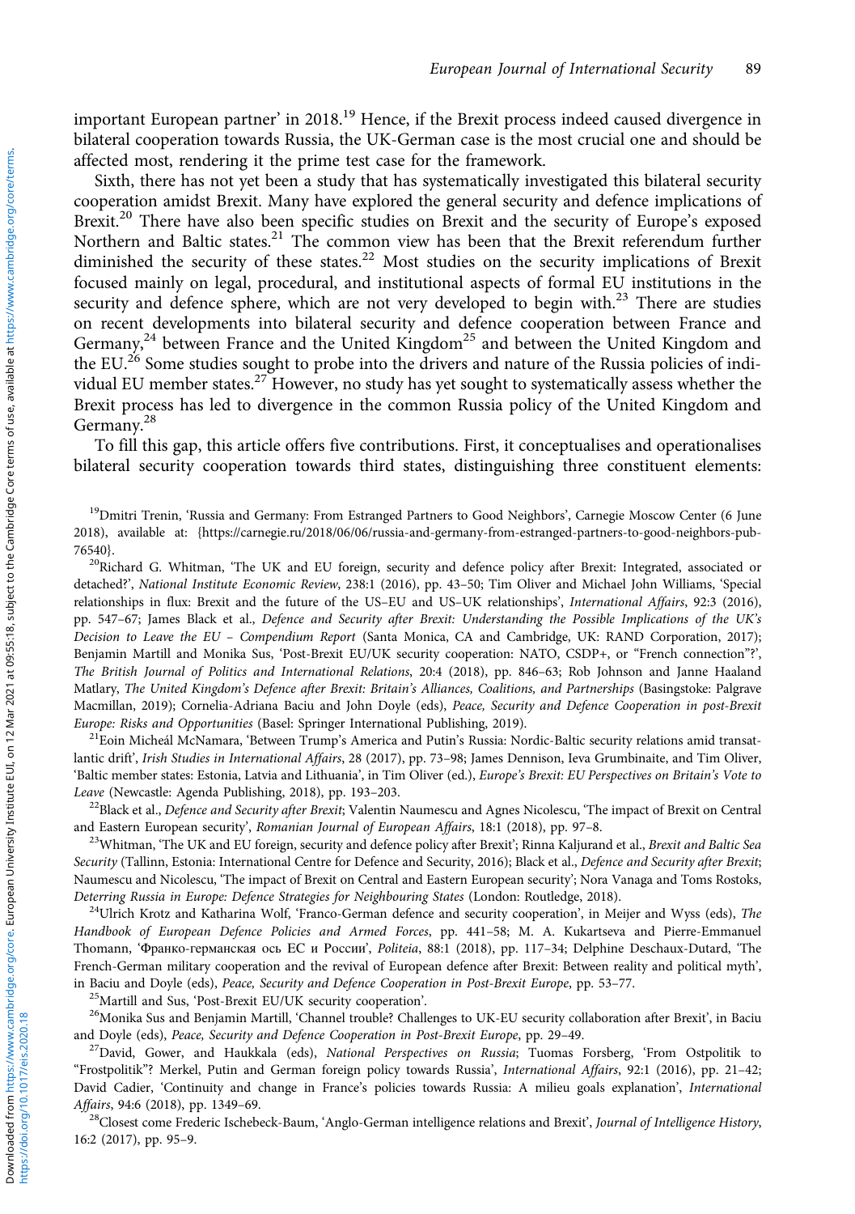important European partner' in 2018.[19] Hence, if the Brexit process indeed caused divergence in bilateral cooperation towards Russia, the UK-German case is the most crucial one and should be affected most, rendering it the prime test case for the framework.

Sixth, there has not yet been a study that has systematically investigated this bilateral security cooperation amidst Brexit. Many have explored the general security and defence implications of Brexit.[20] There have also been specific studies on Brexit and the security of Europe's exposed Northern and Baltic states.[21] The common view has been that the Brexit referendum further diminished the security of these states.[22] Most studies on the security implications of Brexit focused mainly on legal, procedural, and institutional aspects of formal EU institutions in the security and defence sphere, which are not very developed to begin with.[23] There are studies on recent developments into bilateral security and defence cooperation between France and Germany,[24] between France and the United Kingdom[25] and between the United Kingdom and the EU.[26] Some studies sought to probe into the drivers and nature of the Russia policies of individual EU member states.[27] However, no study has yet sought to systematically assess whether the Brexit process has led to divergence in the common Russia policy of the United Kingdom and Germany.[28]

To fill this gap, this article offers five contributions. First, it conceptualises and operationalises bilateral security cooperation towards third states, distinguishing three constituent elements:

[19] Dmitri Trenin, 'Russia and Germany: From Estranged Partners to Good Neighbors', Carnegie Moscow Center (6 June 2018), available at: {https://carnegie.ru/2018/06/06/russia-and-germany-from-estranged-partners-to-good-neighbors-pub-76540}.

[20] Richard G. Whitman, 'The UK and EU foreign, security and defence policy after Brexit: Integrated, associated or detached?', *National Institute Economic Review*, 238:1 (2016), pp. 43–50; Tim Oliver and Michael John Williams, 'Special relationships in flux: Brexit and the future of the US–EU and US–UK relationships', *International Affairs*, 92:3 (2016), pp. 547–67; James Black et al., *Defence and Security after Brexit: Understanding the Possible Implications of the UK's Decision to Leave the EU – Compendium Report* (Santa Monica, CA and Cambridge, UK: RAND Corporation, 2017); Benjamin Martill and Monika Sus, 'Post-Brexit EU/UK security cooperation: NATO, CSDP+, or "French connection"?', *The British Journal of Politics and International Relations*, 20:4 (2018), pp. 846–63; Rob Johnson and Janne Haaland Matlary, *The United Kingdom's Defence after Brexit: Britain's Alliances, Coalitions, and Partnerships* (Basingstoke: Palgrave Macmillan, 2019); Cornelia-Adriana Baciu and John Doyle (eds), *Peace, Security and Defence Cooperation in post-Brexit Europe: Risks and Opportunities* (Basel: Springer International Publishing, 2019).

[21] Eoin Micheál McNamara, 'Between Trump's America and Putin's Russia: Nordic-Baltic security relations amid transatlantic drift', *Irish Studies in International Affairs*, 28 (2017), pp. 73–98; James Dennison, Ieva Grumbinaite, and Tim Oliver, 'Baltic member states: Estonia, Latvia and Lithuania', in Tim Oliver (ed.), *Europe's Brexit: EU Perspectives on Britain's Vote to Leave* (Newcastle: Agenda Publishing, 2018), pp. 193–203.

[22] Black et al., *Defence and Security after Brexit*; Valentin Naumescu and Agnes Nicolescu, 'The impact of Brexit on Central and Eastern European security', *Romanian Journal of European Affairs*, 18:1 (2018), pp. 97–8.

[23] Whitman, 'The UK and EU foreign, security and defence policy after Brexit'; Rinna Kaljurand et al., *Brexit and Baltic Sea Security* (Tallinn, Estonia: International Centre for Defence and Security, 2016); Black et al., *Defence and Security after Brexit*; Naumescu and Nicolescu, 'The impact of Brexit on Central and Eastern European security'; Nora Vanaga and Toms Rostoks, *Deterring Russia in Europe: Defence Strategies for Neighbouring States* (London: Routledge, 2018).

[24] Ulrich Krotz and Katharina Wolf, 'Franco-German defence and security cooperation', in Meijer and Wyss (eds), *The Handbook of European Defence Policies and Armed Forces*, pp. 441–58; M. A. Kukartseva and Pierre-Emmanuel Thomann, 'Франко-германская ось ЕС и России', *Politeia*, 88:1 (2018), pp. 117–34; Delphine Deschaux-Dutard, 'The French-German military cooperation and the revival of European defence after Brexit: Between reality and political myth', in Baciu and Doyle (eds), *Peace, Security and Defence Cooperation in Post-Brexit Europe*, pp. 53–77.

[25] Martill and Sus, 'Post-Brexit EU/UK security cooperation'.

[26] Monika Sus and Benjamin Martill, 'Channel trouble? Challenges to UK-EU security collaboration after Brexit', in Baciu and Doyle (eds), *Peace, Security and Defence Cooperation in Post-Brexit Europe*, pp. 29–49.

[27] David, Gower, and Haukkala (eds), *National Perspectives on Russia*; Tuomas Forsberg, 'From Ostpolitik to "Frostpolitik"? Merkel, Putin and German foreign policy towards Russia', *International Affairs*, 92:1 (2016), pp. 21–42; David Cadier, 'Continuity and change in France's policies towards Russia: A milieu goals explanation', *International Affairs*, 94:6 (2018), pp. 1349–69.

[28] Closest come Frederic Ischebeck-Baum, 'Anglo-German intelligence relations and Brexit', *Journal of Intelligence History*, 16:2 (2017), pp. 95–9.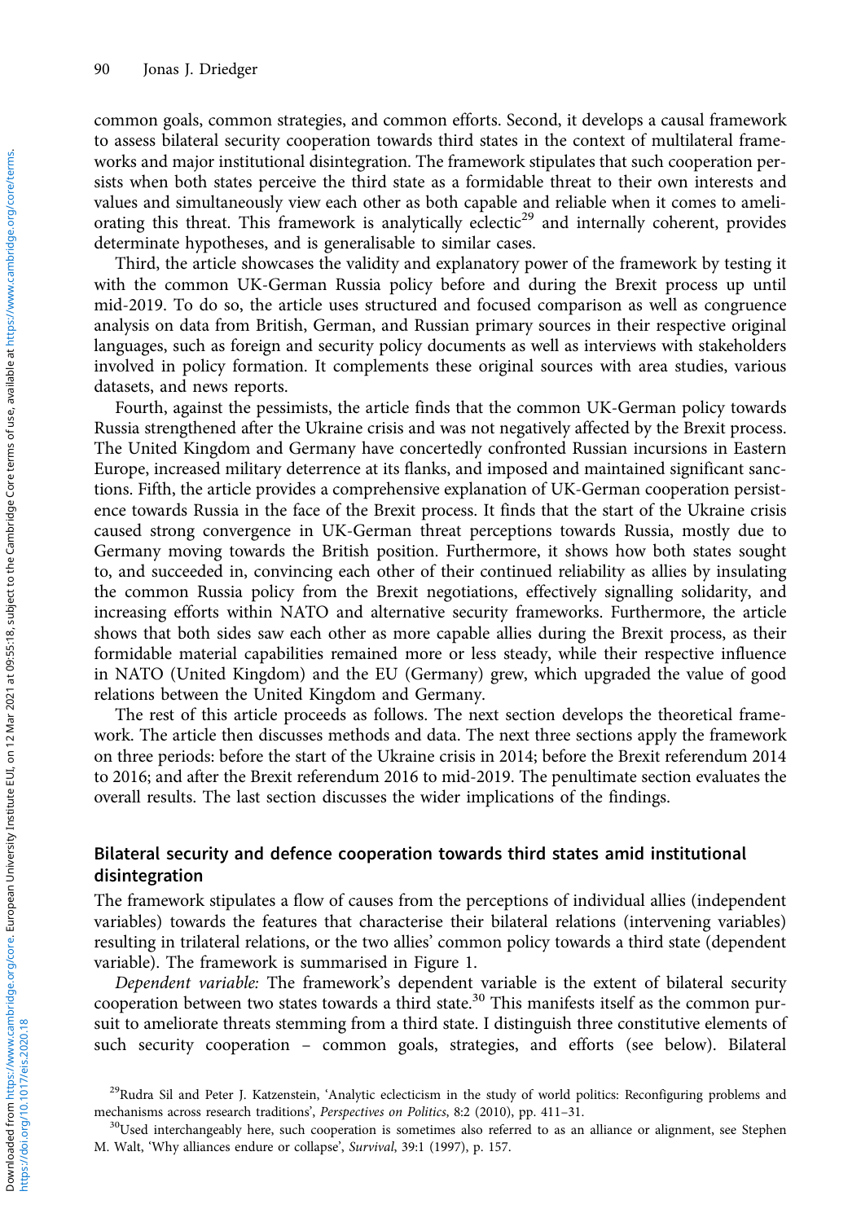common goals, common strategies, and common efforts. Second, it develops a causal framework to assess bilateral security cooperation towards third states in the context of multilateral frameworks and major institutional disintegration. The framework stipulates that such cooperation persists when both states perceive the third state as a formidable threat to their own interests and values and simultaneously view each other as both capable and reliable when it comes to ameliorating this threat. This framework is analytically eclectic[29] and internally coherent, provides determinate hypotheses, and is generalisable to similar cases.

Third, the article showcases the validity and explanatory power of the framework by testing it with the common UK-German Russia policy before and during the Brexit process up until mid-2019. To do so, the article uses structured and focused comparison as well as congruence analysis on data from British, German, and Russian primary sources in their respective original languages, such as foreign and security policy documents as well as interviews with stakeholders involved in policy formation. It complements these original sources with area studies, various datasets, and news reports.

Fourth, against the pessimists, the article finds that the common UK-German policy towards Russia strengthened after the Ukraine crisis and was not negatively affected by the Brexit process. The United Kingdom and Germany have concertedly confronted Russian incursions in Eastern Europe, increased military deterrence at its flanks, and imposed and maintained significant sanctions. Fifth, the article provides a comprehensive explanation of UK-German cooperation persistence towards Russia in the face of the Brexit process. It finds that the start of the Ukraine crisis caused strong convergence in UK-German threat perceptions towards Russia, mostly due to Germany moving towards the British position. Furthermore, it shows how both states sought to, and succeeded in, convincing each other of their continued reliability as allies by insulating the common Russia policy from the Brexit negotiations, effectively signalling solidarity, and increasing efforts within NATO and alternative security frameworks. Furthermore, the article shows that both sides saw each other as more capable allies during the Brexit process, as their formidable material capabilities remained more or less steady, while their respective influence in NATO (United Kingdom) and the EU (Germany) grew, which upgraded the value of good relations between the United Kingdom and Germany.

The rest of this article proceeds as follows. The next section develops the theoretical framework. The article then discusses methods and data. The next three sections apply the framework on three periods: before the start of the Ukraine crisis in 2014; before the Brexit referendum 2014 to 2016; and after the Brexit referendum 2016 to mid-2019. The penultimate section evaluates the overall results. The last section discusses the wider implications of the findings.

## Bilateral security and defence cooperation towards third states amid institutional disintegration

The framework stipulates a flow of causes from the perceptions of individual allies (independent variables) towards the features that characterise their bilateral relations (intervening variables) resulting in trilateral relations, or the two allies' common policy towards a third state (dependent variable). The framework is summarised in Figure 1.

*Dependent variable:* The framework's dependent variable is the extent of bilateral security cooperation between two states towards a third state.[30] This manifests itself as the common pursuit to ameliorate threats stemming from a third state. I distinguish three constitutive elements of such security cooperation – common goals, strategies, and efforts (see below). Bilateral

[29] Rudra Sil and Peter J. Katzenstein, 'Analytic eclecticism in the study of world politics: Reconfiguring problems and mechanisms across research traditions', *Perspectives on Politics*, 8:2 (2010), pp. 411–31.

[30] Used interchangeably here, such cooperation is sometimes also referred to as an alliance or alignment, see Stephen M. Walt, 'Why alliances endure or collapse', *Survival*, 39:1 (1997), p. 157.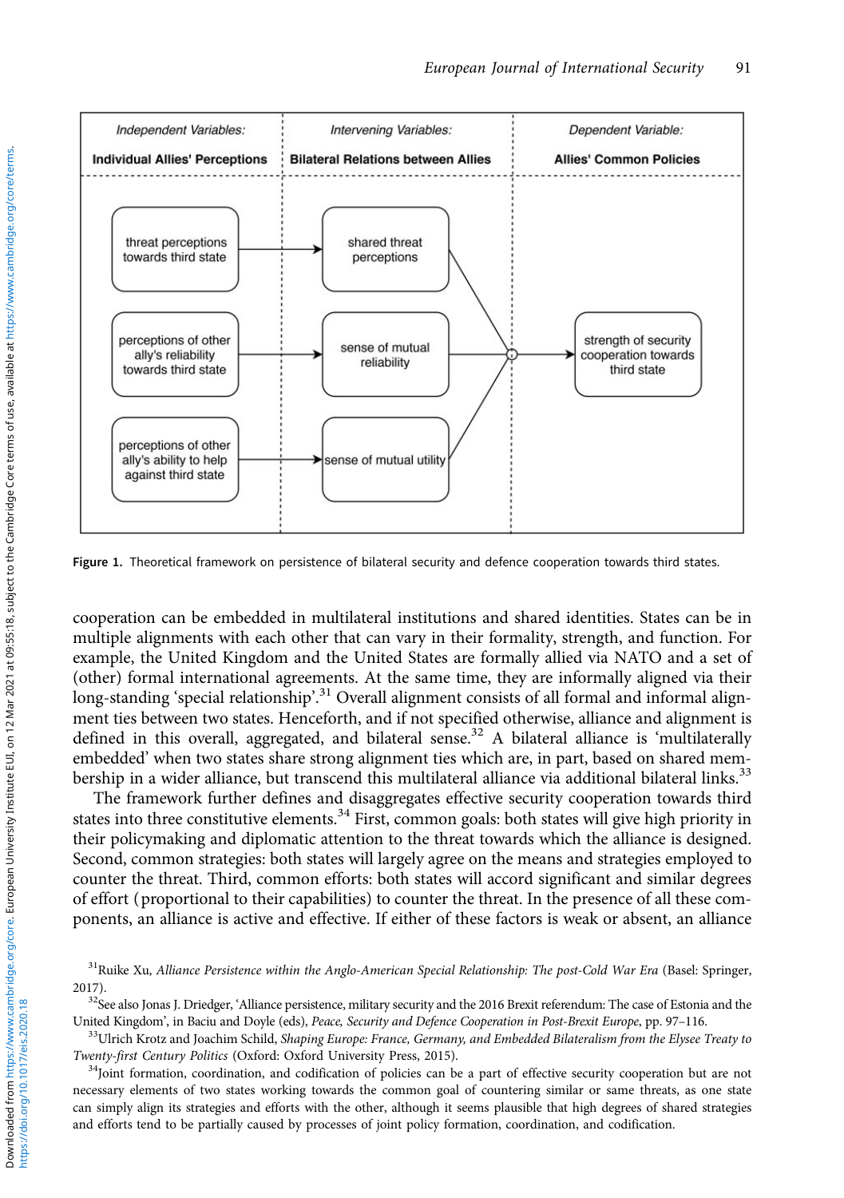| Independent Variables: | Intervening Variables: | Dependent Variable: |
|---|---|---|
| **Individual Allies' Perceptions** | **Bilateral Relations between Allies** | **Allies' Common Policies** |
| threat perceptions towards third state | shared threat perceptions | strength of security cooperation towards third state |
| perceptions of other ally's reliability towards third state | sense of mutual reliability | |
| perceptions of other ally's ability to help against third state | sense of mutual utility | |

**Figure 1.** Theoretical framework on persistence of bilateral security and defence cooperation towards third states.

cooperation can be embedded in multilateral institutions and shared identities. States can be in multiple alignments with each other that can vary in their formality, strength, and function. For example, the United Kingdom and the United States are formally allied via NATO and a set of (other) formal international agreements. At the same time, they are informally aligned via their long-standing 'special relationship'.[31] Overall alignment consists of all formal and informal alignment ties between two states. Henceforth, and if not specified otherwise, alliance and alignment is defined in this overall, aggregated, and bilateral sense.[32] A bilateral alliance is 'multilaterally embedded' when two states share strong alignment ties which are, in part, based on shared membership in a wider alliance, but transcend this multilateral alliance via additional bilateral links.[33]

The framework further defines and disaggregates effective security cooperation towards third states into three constitutive elements.[34] First, common goals: both states will give high priority in their policymaking and diplomatic attention to the threat towards which the alliance is designed. Second, common strategies: both states will largely agree on the means and strategies employed to counter the threat. Third, common efforts: both states will accord significant and similar degrees of effort (proportional to their capabilities) to counter the threat. In the presence of all these components, an alliance is active and effective. If either of these factors is weak or absent, an alliance

[31]Ruike Xu, *Alliance Persistence within the Anglo-American Special Relationship: The post-Cold War Era* (Basel: Springer, 2017).

[32]See also Jonas J. Driedger, 'Alliance persistence, military security and the 2016 Brexit referendum: The case of Estonia and the United Kingdom', in Baciu and Doyle (eds), *Peace, Security and Defence Cooperation in Post-Brexit Europe*, pp. 97–116.

[33]Ulrich Krotz and Joachim Schild, *Shaping Europe: France, Germany, and Embedded Bilateralism from the Elysee Treaty to Twenty-first Century Politics* (Oxford: Oxford University Press, 2015).

[34]Joint formation, coordination, and codification of policies can be a part of effective security cooperation but are not necessary elements of two states working towards the common goal of countering similar or same threats, as one state can simply align its strategies and efforts with the other, although it seems plausible that high degrees of shared strategies and efforts tend to be partially caused by processes of joint policy formation, coordination, and codification.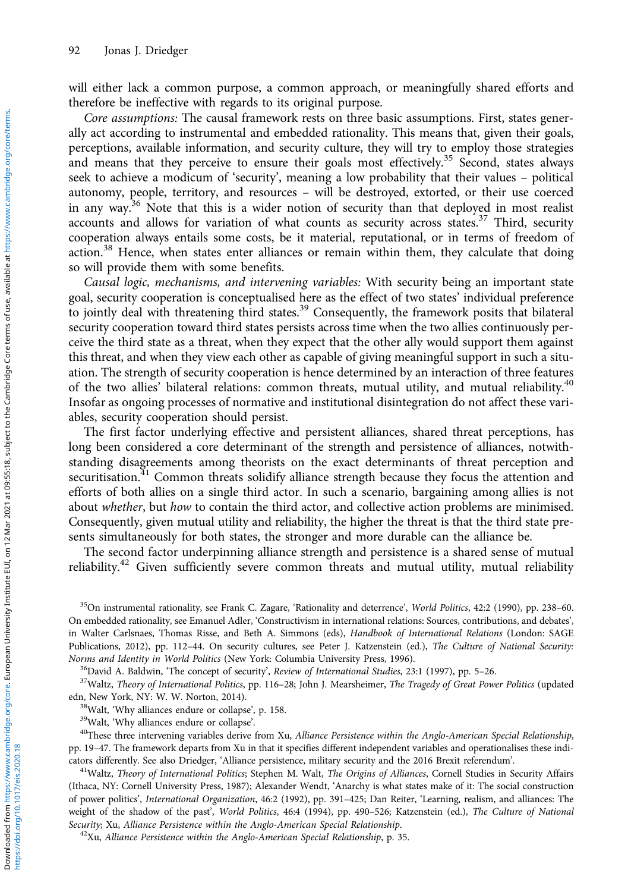will either lack a common purpose, a common approach, or meaningfully shared efforts and therefore be ineffective with regards to its original purpose.

*Core assumptions:* The causal framework rests on three basic assumptions. First, states generally act according to instrumental and embedded rationality. This means that, given their goals, perceptions, available information, and security culture, they will try to employ those strategies and means that they perceive to ensure their goals most effectively.[35] Second, states always seek to achieve a modicum of 'security', meaning a low probability that their values – political autonomy, people, territory, and resources – will be destroyed, extorted, or their use coerced in any way.[36] Note that this is a wider notion of security than that deployed in most realist accounts and allows for variation of what counts as security across states.[37] Third, security cooperation always entails some costs, be it material, reputational, or in terms of freedom of action.[38] Hence, when states enter alliances or remain within them, they calculate that doing so will provide them with some benefits.

*Causal logic, mechanisms, and intervening variables:* With security being an important state goal, security cooperation is conceptualised here as the effect of two states' individual preference to jointly deal with threatening third states.[39] Consequently, the framework posits that bilateral security cooperation toward third states persists across time when the two allies continuously perceive the third state as a threat, when they expect that the other ally would support them against this threat, and when they view each other as capable of giving meaningful support in such a situation. The strength of security cooperation is hence determined by an interaction of three features of the two allies' bilateral relations: common threats, mutual utility, and mutual reliability.[40] Insofar as ongoing processes of normative and institutional disintegration do not affect these variables, security cooperation should persist.

The first factor underlying effective and persistent alliances, shared threat perceptions, has long been considered a core determinant of the strength and persistence of alliances, notwithstanding disagreements among theorists on the exact determinants of threat perception and securitisation.[41] Common threats solidify alliance strength because they focus the attention and efforts of both allies on a single third actor. In such a scenario, bargaining among allies is not about *whether*, but *how* to contain the third actor, and collective action problems are minimised. Consequently, given mutual utility and reliability, the higher the threat is that the third state presents simultaneously for both states, the stronger and more durable can the alliance be.

The second factor underpinning alliance strength and persistence is a shared sense of mutual reliability.[42] Given sufficiently severe common threats and mutual utility, mutual reliability

[35]On instrumental rationality, see Frank C. Zagare, 'Rationality and deterrence', *World Politics*, 42:2 (1990), pp. 238–60. On embedded rationality, see Emanuel Adler, 'Constructivism in international relations: Sources, contributions, and debates', in Walter Carlsnaes, Thomas Risse, and Beth A. Simmons (eds), *Handbook of International Relations* (London: SAGE Publications, 2012), pp. 112–44. On security cultures, see Peter J. Katzenstein (ed.), *The Culture of National Security: Norms and Identity in World Politics* (New York: Columbia University Press, 1996).

[36]David A. Baldwin, 'The concept of security', *Review of International Studies*, 23:1 (1997), pp. 5–26.

[37]Waltz, *Theory of International Politics*, pp. 116–28; John J. Mearsheimer, *The Tragedy of Great Power Politics* (updated edn, New York, NY: W. W. Norton, 2014).

[38]Walt, 'Why alliances endure or collapse', p. 158.

[39]Walt, 'Why alliances endure or collapse'.

[40]These three intervening variables derive from Xu, *Alliance Persistence within the Anglo-American Special Relationship*, pp. 19–47. The framework departs from Xu in that it specifies different independent variables and operationalises these indicators differently. See also Driedger, 'Alliance persistence, military security and the 2016 Brexit referendum'.

[41]Waltz, *Theory of International Politics*; Stephen M. Walt, *The Origins of Alliances*, Cornell Studies in Security Affairs (Ithaca, NY: Cornell University Press, 1987); Alexander Wendt, 'Anarchy is what states make of it: The social construction of power politics', *International Organization*, 46:2 (1992), pp. 391–425; Dan Reiter, 'Learning, realism, and alliances: The weight of the shadow of the past', *World Politics*, 46:4 (1994), pp. 490–526; Katzenstein (ed.), *The Culture of National Security*; Xu, *Alliance Persistence within the Anglo-American Special Relationship*.

[42]Xu, *Alliance Persistence within the Anglo-American Special Relationship*, p. 35.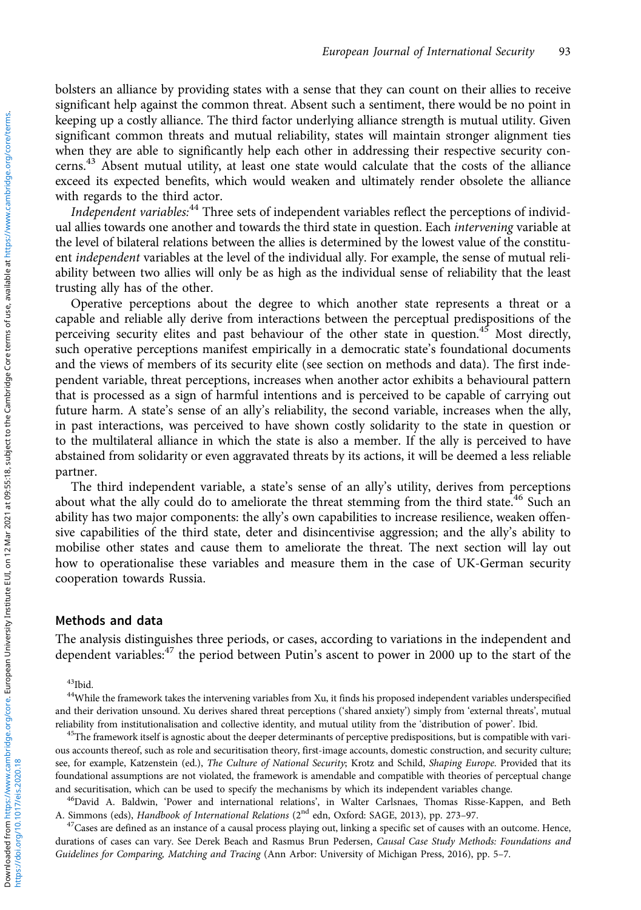bolsters an alliance by providing states with a sense that they can count on their allies to receive significant help against the common threat. Absent such a sentiment, there would be no point in keeping up a costly alliance. The third factor underlying alliance strength is mutual utility. Given significant common threats and mutual reliability, states will maintain stronger alignment ties when they are able to significantly help each other in addressing their respective security concerns.[43] Absent mutual utility, at least one state would calculate that the costs of the alliance exceed its expected benefits, which would weaken and ultimately render obsolete the alliance with regards to the third actor.

*Independent variables:*[44] Three sets of independent variables reflect the perceptions of individual allies towards one another and towards the third state in question. Each *intervening* variable at the level of bilateral relations between the allies is determined by the lowest value of the constituent *independent* variables at the level of the individual ally. For example, the sense of mutual reliability between two allies will only be as high as the individual sense of reliability that the least trusting ally has of the other.

Operative perceptions about the degree to which another state represents a threat or a capable and reliable ally derive from interactions between the perceptual predispositions of the perceiving security elites and past behaviour of the other state in question.[45] Most directly, such operative perceptions manifest empirically in a democratic state's foundational documents and the views of members of its security elite (see section on methods and data). The first independent variable, threat perceptions, increases when another actor exhibits a behavioural pattern that is processed as a sign of harmful intentions and is perceived to be capable of carrying out future harm. A state's sense of an ally's reliability, the second variable, increases when the ally, in past interactions, was perceived to have shown costly solidarity to the state in question or to the multilateral alliance in which the state is also a member. If the ally is perceived to have abstained from solidarity or even aggravated threats by its actions, it will be deemed a less reliable partner.

The third independent variable, a state's sense of an ally's utility, derives from perceptions about what the ally could do to ameliorate the threat stemming from the third state.[46] Such an ability has two major components: the ally's own capabilities to increase resilience, weaken offensive capabilities of the third state, deter and disincentivise aggression; and the ally's ability to mobilise other states and cause them to ameliorate the threat. The next section will lay out how to operationalise these variables and measure them in the case of UK-German security cooperation towards Russia.

## Methods and data

The analysis distinguishes three periods, or cases, according to variations in the independent and dependent variables:[47] the period between Putin's ascent to power in 2000 up to the start of the

---

[43] Ibid.

[44] While the framework takes the intervening variables from Xu, it finds his proposed independent variables underspecified and their derivation unsound. Xu derives shared threat perceptions ('shared anxiety') simply from 'external threats', mutual reliability from institutionalisation and collective identity, and mutual utility from the 'distribution of power'. Ibid.

[45] The framework itself is agnostic about the deeper determinants of perceptive predispositions, but is compatible with various accounts thereof, such as role and securitisation theory, first-image accounts, domestic construction, and security culture; see, for example, Katzenstein (ed.), *The Culture of National Security*; Krotz and Schild, *Shaping Europe*. Provided that its foundational assumptions are not violated, the framework is amendable and compatible with theories of perceptual change and securitisation, which can be used to specify the mechanisms by which its independent variables change.

[46] David A. Baldwin, 'Power and international relations', in Walter Carlsnaes, Thomas Risse-Kappen, and Beth A. Simmons (eds), *Handbook of International Relations* (2nd edn, Oxford: SAGE, 2013), pp. 273–97.

[47] Cases are defined as an instance of a causal process playing out, linking a specific set of causes with an outcome. Hence, durations of cases can vary. See Derek Beach and Rasmus Brun Pedersen, *Causal Case Study Methods: Foundations and Guidelines for Comparing, Matching and Tracing* (Ann Arbor: University of Michigan Press, 2016), pp. 5–7.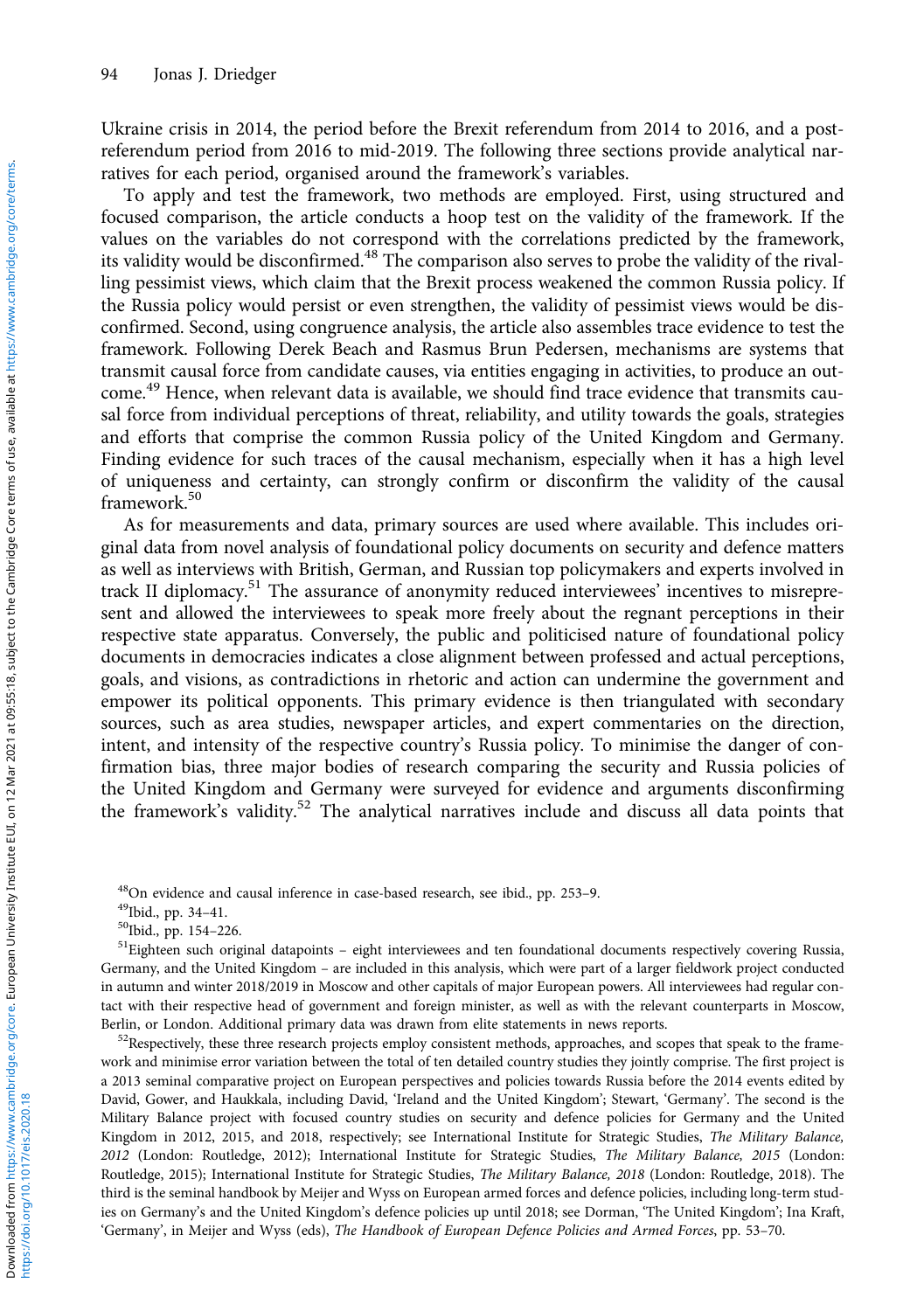Ukraine crisis in 2014, the period before the Brexit referendum from 2014 to 2016, and a post-referendum period from 2016 to mid-2019. The following three sections provide analytical narratives for each period, organised around the framework's variables.

To apply and test the framework, two methods are employed. First, using structured and focused comparison, the article conducts a hoop test on the validity of the framework. If the values on the variables do not correspond with the correlations predicted by the framework, its validity would be disconfirmed.[48] The comparison also serves to probe the validity of the rivalling pessimist views, which claim that the Brexit process weakened the common Russia policy. If the Russia policy would persist or even strengthen, the validity of pessimist views would be disconfirmed. Second, using congruence analysis, the article also assembles trace evidence to test the framework. Following Derek Beach and Rasmus Brun Pedersen, mechanisms are systems that transmit causal force from candidate causes, via entities engaging in activities, to produce an outcome.[49] Hence, when relevant data is available, we should find trace evidence that transmits causal force from individual perceptions of threat, reliability, and utility towards the goals, strategies and efforts that comprise the common Russia policy of the United Kingdom and Germany. Finding evidence for such traces of the causal mechanism, especially when it has a high level of uniqueness and certainty, can strongly confirm or disconfirm the validity of the causal framework.[50]

As for measurements and data, primary sources are used where available. This includes original data from novel analysis of foundational policy documents on security and defence matters as well as interviews with British, German, and Russian top policymakers and experts involved in track II diplomacy.[51] The assurance of anonymity reduced interviewees' incentives to misrepresent and allowed the interviewees to speak more freely about the regnant perceptions in their respective state apparatus. Conversely, the public and politicised nature of foundational policy documents in democracies indicates a close alignment between professed and actual perceptions, goals, and visions, as contradictions in rhetoric and action can undermine the government and empower its political opponents. This primary evidence is then triangulated with secondary sources, such as area studies, newspaper articles, and expert commentaries on the direction, intent, and intensity of the respective country's Russia policy. To minimise the danger of confirmation bias, three major bodies of research comparing the security and Russia policies of the United Kingdom and Germany were surveyed for evidence and arguments disconfirming the framework's validity.[52] The analytical narratives include and discuss all data points that

---

[48] On evidence and causal inference in case-based research, see ibid., pp. 253–9.

[49] Ibid., pp. 34–41.

[50] Ibid., pp. 154–226.

[51] Eighteen such original datapoints – eight interviewees and ten foundational documents respectively covering Russia, Germany, and the United Kingdom – are included in this analysis, which were part of a larger fieldwork project conducted in autumn and winter 2018/2019 in Moscow and other capitals of major European powers. All interviewees had regular contact with their respective head of government and foreign minister, as well as with the relevant counterparts in Moscow, Berlin, or London. Additional primary data was drawn from elite statements in news reports.

[52] Respectively, these three research projects employ consistent methods, approaches, and scopes that speak to the framework and minimise error variation between the total of ten detailed country studies they jointly comprise. The first project is a 2013 seminal comparative project on European perspectives and policies towards Russia before the 2014 events edited by David, Gower, and Haukkala, including David, 'Ireland and the United Kingdom'; Stewart, 'Germany'. The second is the Military Balance project with focused country studies on security and defence policies for Germany and the United Kingdom in 2012, 2015, and 2018, respectively; see International Institute for Strategic Studies, *The Military Balance, 2012* (London: Routledge, 2012); International Institute for Strategic Studies, *The Military Balance, 2015* (London: Routledge, 2015); International Institute for Strategic Studies, *The Military Balance, 2018* (London: Routledge, 2018). The third is the seminal handbook by Meijer and Wyss on European armed forces and defence policies, including long-term studies on Germany's and the United Kingdom's defence policies up until 2018; see Dorman, 'The United Kingdom'; Ina Kraft, 'Germany', in Meijer and Wyss (eds), *The Handbook of European Defence Policies and Armed Forces*, pp. 53–70.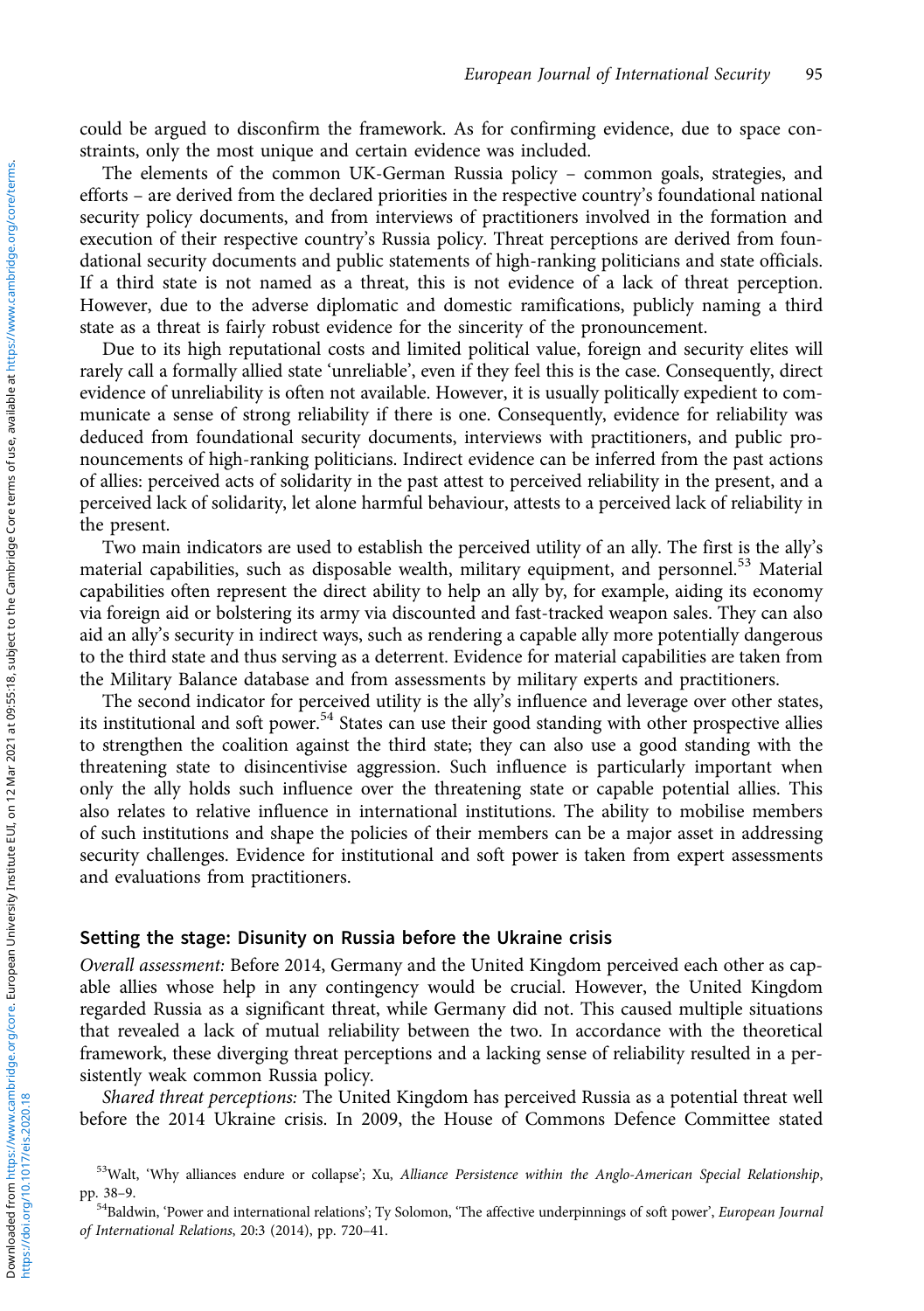could be argued to disconfirm the framework. As for confirming evidence, due to space constraints, only the most unique and certain evidence was included.

The elements of the common UK-German Russia policy – common goals, strategies, and efforts – are derived from the declared priorities in the respective country's foundational national security policy documents, and from interviews of practitioners involved in the formation and execution of their respective country's Russia policy. Threat perceptions are derived from foundational security documents and public statements of high-ranking politicians and state officials. If a third state is not named as a threat, this is not evidence of a lack of threat perception. However, due to the adverse diplomatic and domestic ramifications, publicly naming a third state as a threat is fairly robust evidence for the sincerity of the pronouncement.

Due to its high reputational costs and limited political value, foreign and security elites will rarely call a formally allied state 'unreliable', even if they feel this is the case. Consequently, direct evidence of unreliability is often not available. However, it is usually politically expedient to communicate a sense of strong reliability if there is one. Consequently, evidence for reliability was deduced from foundational security documents, interviews with practitioners, and public pronouncements of high-ranking politicians. Indirect evidence can be inferred from the past actions of allies: perceived acts of solidarity in the past attest to perceived reliability in the present, and a perceived lack of solidarity, let alone harmful behaviour, attests to a perceived lack of reliability in the present.

Two main indicators are used to establish the perceived utility of an ally. The first is the ally's material capabilities, such as disposable wealth, military equipment, and personnel.[53] Material capabilities often represent the direct ability to help an ally by, for example, aiding its economy via foreign aid or bolstering its army via discounted and fast-tracked weapon sales. They can also aid an ally's security in indirect ways, such as rendering a capable ally more potentially dangerous to the third state and thus serving as a deterrent. Evidence for material capabilities are taken from the Military Balance database and from assessments by military experts and practitioners.

The second indicator for perceived utility is the ally's influence and leverage over other states, its institutional and soft power.[54] States can use their good standing with other prospective allies to strengthen the coalition against the third state; they can also use a good standing with the threatening state to disincentivise aggression. Such influence is particularly important when only the ally holds such influence over the threatening state or capable potential allies. This also relates to relative influence in international institutions. The ability to mobilise members of such institutions and shape the policies of their members can be a major asset in addressing security challenges. Evidence for institutional and soft power is taken from expert assessments and evaluations from practitioners.

## Setting the stage: Disunity on Russia before the Ukraine crisis

*Overall assessment:* Before 2014, Germany and the United Kingdom perceived each other as capable allies whose help in any contingency would be crucial. However, the United Kingdom regarded Russia as a significant threat, while Germany did not. This caused multiple situations that revealed a lack of mutual reliability between the two. In accordance with the theoretical framework, these diverging threat perceptions and a lacking sense of reliability resulted in a persistently weak common Russia policy.

*Shared threat perceptions:* The United Kingdom has perceived Russia as a potential threat well before the 2014 Ukraine crisis. In 2009, the House of Commons Defence Committee stated

[53] Walt, 'Why alliances endure or collapse'; Xu, *Alliance Persistence within the Anglo-American Special Relationship*, pp. 38–9.

[54] Baldwin, 'Power and international relations'; Ty Solomon, 'The affective underpinnings of soft power', *European Journal of International Relations*, 20:3 (2014), pp. 720–41.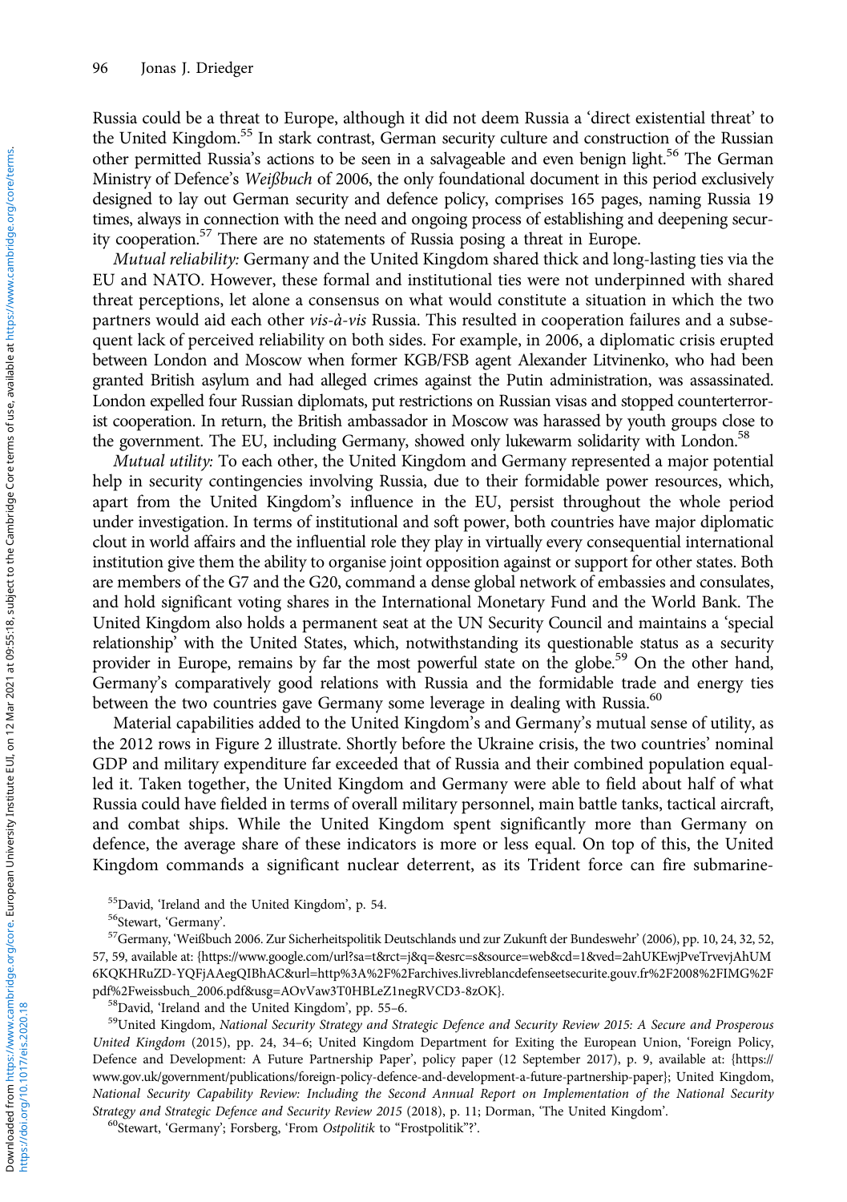Russia could be a threat to Europe, although it did not deem Russia a 'direct existential threat' to the United Kingdom.[55] In stark contrast, German security culture and construction of the Russian other permitted Russia's actions to be seen in a salvageable and even benign light.[56] The German Ministry of Defence's *Weißbuch* of 2006, the only foundational document in this period exclusively designed to lay out German security and defence policy, comprises 165 pages, naming Russia 19 times, always in connection with the need and ongoing process of establishing and deepening security cooperation.[57] There are no statements of Russia posing a threat in Europe.

*Mutual reliability:* Germany and the United Kingdom shared thick and long-lasting ties via the EU and NATO. However, these formal and institutional ties were not underpinned with shared threat perceptions, let alone a consensus on what would constitute a situation in which the two partners would aid each other *vis-à-vis* Russia. This resulted in cooperation failures and a subsequent lack of perceived reliability on both sides. For example, in 2006, a diplomatic crisis erupted between London and Moscow when former KGB/FSB agent Alexander Litvinenko, who had been granted British asylum and had alleged crimes against the Putin administration, was assassinated. London expelled four Russian diplomats, put restrictions on Russian visas and stopped counterterrorist cooperation. In return, the British ambassador in Moscow was harassed by youth groups close to the government. The EU, including Germany, showed only lukewarm solidarity with London.[58]

*Mutual utility:* To each other, the United Kingdom and Germany represented a major potential help in security contingencies involving Russia, due to their formidable power resources, which, apart from the United Kingdom's influence in the EU, persist throughout the whole period under investigation. In terms of institutional and soft power, both countries have major diplomatic clout in world affairs and the influential role they play in virtually every consequential international institution give them the ability to organise joint opposition against or support for other states. Both are members of the G7 and the G20, command a dense global network of embassies and consulates, and hold significant voting shares in the International Monetary Fund and the World Bank. The United Kingdom also holds a permanent seat at the UN Security Council and maintains a 'special relationship' with the United States, which, notwithstanding its questionable status as a security provider in Europe, remains by far the most powerful state on the globe.[59] On the other hand, Germany's comparatively good relations with Russia and the formidable trade and energy ties between the two countries gave Germany some leverage in dealing with Russia.[60]

Material capabilities added to the United Kingdom's and Germany's mutual sense of utility, as the 2012 rows in Figure 2 illustrate. Shortly before the Ukraine crisis, the two countries' nominal GDP and military expenditure far exceeded that of Russia and their combined population equalled it. Taken together, the United Kingdom and Germany were able to field about half of what Russia could have fielded in terms of overall military personnel, main battle tanks, tactical aircraft, and combat ships. While the United Kingdom spent significantly more than Germany on defence, the average share of these indicators is more or less equal. On top of this, the United Kingdom commands a significant nuclear deterrent, as its Trident force can fire submarine-

[55] David, 'Ireland and the United Kingdom', p. 54.

[56] Stewart, 'Germany'.

[57] Germany, 'Weißbuch 2006. Zur Sicherheitspolitik Deutschlands und zur Zukunft der Bundeswehr' (2006), pp. 10, 24, 32, 52, 57, 59, available at: {https://www.google.com/url?sa=t&rct=j&q=&esrc=s&source=web&cd=1&ved=2ahUKEwjPveTrvevjAhUM6KQKHRuZD-YQFjAAegQIBhAC&url=http%3A%2F%2Farchives.livreblancdefenseetsecurite.gouv.fr%2F2008%2FIMG%2Fpdf%2Fweissbuch_2006.pdf&usg=AOvVaw3T0HBLeZ1negRVCD3-8zOK}.

[58] David, 'Ireland and the United Kingdom', pp. 55–6.

[59] United Kingdom, *National Security Strategy and Strategic Defence and Security Review 2015: A Secure and Prosperous United Kingdom* (2015), pp. 24, 34–6; United Kingdom Department for Exiting the European Union, 'Foreign Policy, Defence and Development: A Future Partnership Paper', policy paper (12 September 2017), p. 9, available at: {https://www.gov.uk/government/publications/foreign-policy-defence-and-development-a-future-partnership-paper}; United Kingdom, *National Security Capability Review: Including the Second Annual Report on Implementation of the National Security Strategy and Strategic Defence and Security Review 2015* (2018), p. 11; Dorman, 'The United Kingdom'.

[60] Stewart, 'Germany'; Forsberg, 'From *Ostpolitik* to "Frostpolitik"?'.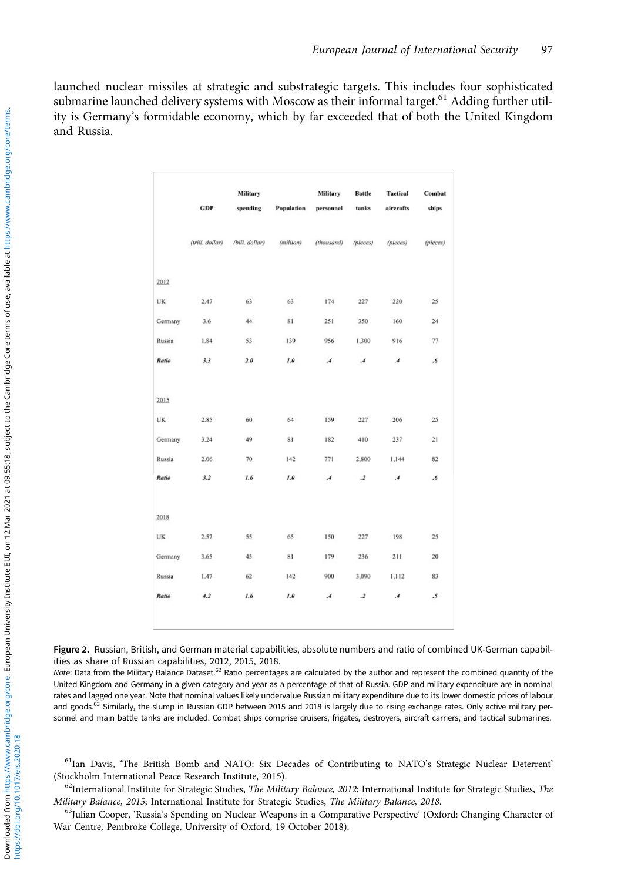launched nuclear missiles at strategic and substrategic targets. This includes four sophisticated submarine launched delivery systems with Moscow as their informal target.[61] Adding further utility is Germany's formidable economy, which by far exceeded that of both the United Kingdom and Russia.

| | GDP | Military spending | Population | Military personnel | Battle tanks | Tactical aircrafts | Combat ships |
|---|---|---|---|---|---|---|---|
| | *(trill. dollar)* | *(bill. dollar)* | *(million)* | *(thousand)* | *(pieces)* | *(pieces)* | *(pieces)* |
| 2012 | | | | | | | |
| UK | 2.47 | 63 | 63 | 174 | 227 | 220 | 25 |
| Germany | 3.6 | 44 | 81 | 251 | 350 | 160 | 24 |
| Russia | 1.84 | 53 | 139 | 956 | 1,300 | 916 | 77 |
| ***Ratio*** | ***3.3*** | ***2.0*** | ***1.0*** | ***.4*** | ***.4*** | ***.4*** | ***.6*** |
| 2015 | | | | | | | |
| UK | 2.85 | 60 | 64 | 159 | 227 | 206 | 25 |
| Germany | 3.24 | 49 | 81 | 182 | 410 | 237 | 21 |
| Russia | 2.06 | 70 | 142 | 771 | 2,800 | 1,144 | 82 |
| ***Ratio*** | ***3.2*** | ***1.6*** | ***1.0*** | ***.4*** | ***.2*** | ***.4*** | ***.6*** |
| 2018 | | | | | | | |
| UK | 2.57 | 55 | 65 | 150 | 227 | 198 | 25 |
| Germany | 3.65 | 45 | 81 | 179 | 236 | 211 | 20 |
| Russia | 1.47 | 62 | 142 | 900 | 3,090 | 1,112 | 83 |
| ***Ratio*** | ***4.2*** | ***1.6*** | ***1.0*** | ***.4*** | ***.2*** | ***.4*** | ***.5*** |

**Figure 2.** Russian, British, and German material capabilities, absolute numbers and ratio of combined UK-German capabilities as share of Russian capabilities, 2012, 2015, 2018.

*Note*: Data from the Military Balance Dataset.[62] Ratio percentages are calculated by the author and represent the combined quantity of the United Kingdom and Germany in a given category and year as a percentage of that of Russia. GDP and military expenditure are in nominal rates and lagged one year. Note that nominal values likely undervalue Russian military expenditure due to its lower domestic prices of labour and goods.[63] Similarly, the slump in Russian GDP between 2015 and 2018 is largely due to rising exchange rates. Only active military personnel and main battle tanks are included. Combat ships comprise cruisers, frigates, destroyers, aircraft carriers, and tactical submarines.

[61] Ian Davis, 'The British Bomb and NATO: Six Decades of Contributing to NATO's Strategic Nuclear Deterrent' (Stockholm International Peace Research Institute, 2015).

[62] International Institute for Strategic Studies, *The Military Balance, 2012*; International Institute for Strategic Studies, *The Military Balance, 2015*; International Institute for Strategic Studies, *The Military Balance, 2018*.

[63] Julian Cooper, 'Russia's Spending on Nuclear Weapons in a Comparative Perspective' (Oxford: Changing Character of War Centre, Pembroke College, University of Oxford, 19 October 2018).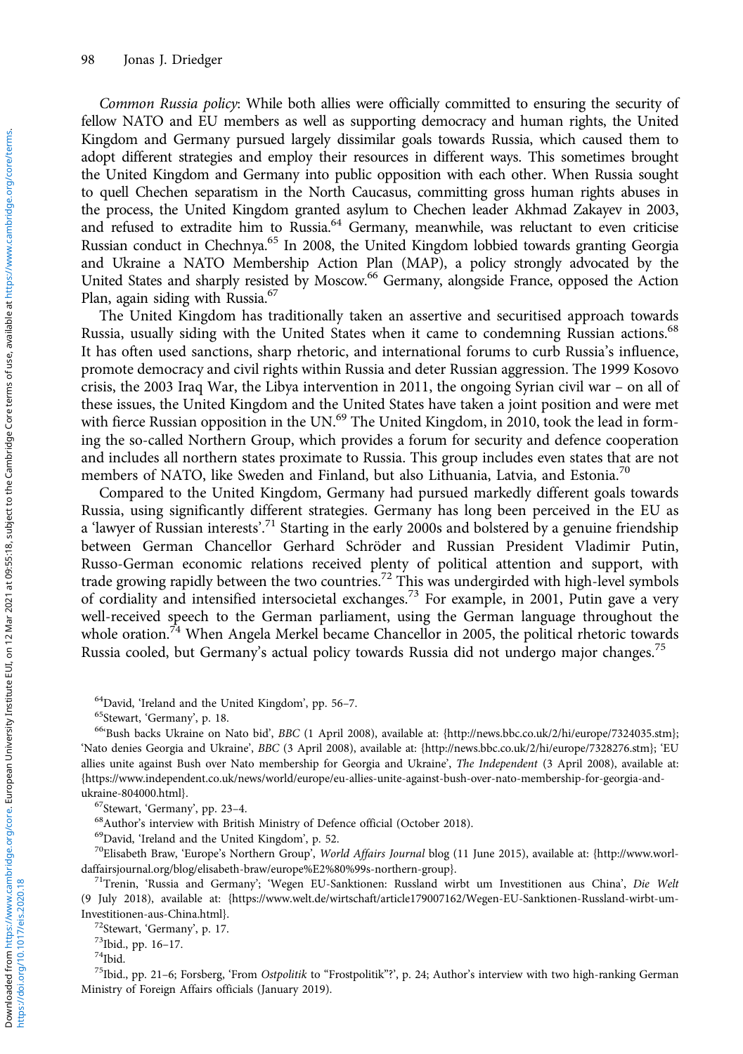*Common Russia policy*: While both allies were officially committed to ensuring the security of fellow NATO and EU members as well as supporting democracy and human rights, the United Kingdom and Germany pursued largely dissimilar goals towards Russia, which caused them to adopt different strategies and employ their resources in different ways. This sometimes brought the United Kingdom and Germany into public opposition with each other. When Russia sought to quell Chechen separatism in the North Caucasus, committing gross human rights abuses in the process, the United Kingdom granted asylum to Chechen leader Akhmad Zakayev in 2003, and refused to extradite him to Russia.[64] Germany, meanwhile, was reluctant to even criticise Russian conduct in Chechnya.[65] In 2008, the United Kingdom lobbied towards granting Georgia and Ukraine a NATO Membership Action Plan (MAP), a policy strongly advocated by the United States and sharply resisted by Moscow.[66] Germany, alongside France, opposed the Action Plan, again siding with Russia.[67]

The United Kingdom has traditionally taken an assertive and securitised approach towards Russia, usually siding with the United States when it came to condemning Russian actions.[68] It has often used sanctions, sharp rhetoric, and international forums to curb Russia's influence, promote democracy and civil rights within Russia and deter Russian aggression. The 1999 Kosovo crisis, the 2003 Iraq War, the Libya intervention in 2011, the ongoing Syrian civil war – on all of these issues, the United Kingdom and the United States have taken a joint position and were met with fierce Russian opposition in the UN.[69] The United Kingdom, in 2010, took the lead in forming the so-called Northern Group, which provides a forum for security and defence cooperation and includes all northern states proximate to Russia. This group includes even states that are not members of NATO, like Sweden and Finland, but also Lithuania, Latvia, and Estonia.[70]

Compared to the United Kingdom, Germany had pursued markedly different goals towards Russia, using significantly different strategies. Germany has long been perceived in the EU as a 'lawyer of Russian interests'.[71] Starting in the early 2000s and bolstered by a genuine friendship between German Chancellor Gerhard Schröder and Russian President Vladimir Putin, Russo-German economic relations received plenty of political attention and support, with trade growing rapidly between the two countries.[72] This was undergirded with high-level symbols of cordiality and intensified intersocietal exchanges.[73] For example, in 2001, Putin gave a very well-received speech to the German parliament, using the German language throughout the whole oration.[74] When Angela Merkel became Chancellor in 2005, the political rhetoric towards Russia cooled, but Germany's actual policy towards Russia did not undergo major changes.[75]

---

[64] David, 'Ireland and the United Kingdom', pp. 56–7.

[65] Stewart, 'Germany', p. 18.

[66] 'Bush backs Ukraine on Nato bid', *BBC* (1 April 2008), available at: {http://news.bbc.co.uk/2/hi/europe/7324035.stm}; 'Nato denies Georgia and Ukraine', *BBC* (3 April 2008), available at: {http://news.bbc.co.uk/2/hi/europe/7328276.stm}; 'EU allies unite against Bush over Nato membership for Georgia and Ukraine', *The Independent* (3 April 2008), available at: {https://www.independent.co.uk/news/world/europe/eu-allies-unite-against-bush-over-nato-membership-for-georgia-and-ukraine-804000.html}.

[67] Stewart, 'Germany', pp. 23–4.

[68] Author's interview with British Ministry of Defence official (October 2018).

[69] David, 'Ireland and the United Kingdom', p. 52.

[70] Elisabeth Braw, 'Europe's Northern Group', *World Affairs Journal* blog (11 June 2015), available at: {http://www.worldaffairsjournal.org/blog/elisabeth-braw/europe%E2%80%99s-northern-group}.

[71] Trenin, 'Russia and Germany'; 'Wegen EU-Sanktionen: Russland wirbt um Investitionen aus China', *Die Welt* (9 July 2018), available at: {https://www.welt.de/wirtschaft/article179007162/Wegen-EU-Sanktionen-Russland-wirbt-um-Investitionen-aus-China.html}.

[72] Stewart, 'Germany', p. 17.

[73] Ibid., pp. 16–17.

[74] Ibid.

[75] Ibid., pp. 21–6; Forsberg, 'From *Ostpolitik* to "Frostpolitik"?', p. 24; Author's interview with two high-ranking German Ministry of Foreign Affairs officials (January 2019).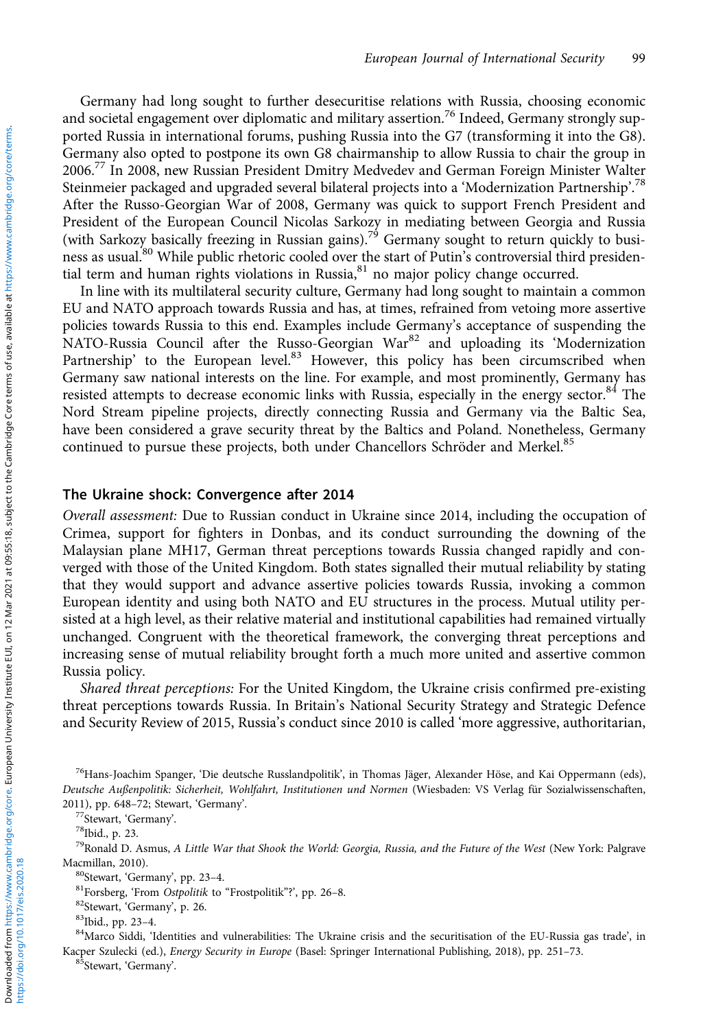Germany had long sought to further desecuritise relations with Russia, choosing economic and societal engagement over diplomatic and military assertion.[76] Indeed, Germany strongly supported Russia in international forums, pushing Russia into the G7 (transforming it into the G8). Germany also opted to postpone its own G8 chairmanship to allow Russia to chair the group in 2006.[77] In 2008, new Russian President Dmitry Medvedev and German Foreign Minister Walter Steinmeier packaged and upgraded several bilateral projects into a 'Modernization Partnership'.[78] After the Russo-Georgian War of 2008, Germany was quick to support French President and President of the European Council Nicolas Sarkozy in mediating between Georgia and Russia (with Sarkozy basically freezing in Russian gains).[79] Germany sought to return quickly to business as usual.[80] While public rhetoric cooled over the start of Putin's controversial third presidential term and human rights violations in Russia,[81] no major policy change occurred.

In line with its multilateral security culture, Germany had long sought to maintain a common EU and NATO approach towards Russia and has, at times, refrained from vetoing more assertive policies towards Russia to this end. Examples include Germany's acceptance of suspending the NATO-Russia Council after the Russo-Georgian War[82] and uploading its 'Modernization Partnership' to the European level.[83] However, this policy has been circumscribed when Germany saw national interests on the line. For example, and most prominently, Germany has resisted attempts to decrease economic links with Russia, especially in the energy sector.[84] The Nord Stream pipeline projects, directly connecting Russia and Germany via the Baltic Sea, have been considered a grave security threat by the Baltics and Poland. Nonetheless, Germany continued to pursue these projects, both under Chancellors Schröder and Merkel.[85]

## The Ukraine shock: Convergence after 2014

*Overall assessment:* Due to Russian conduct in Ukraine since 2014, including the occupation of Crimea, support for fighters in Donbas, and its conduct surrounding the downing of the Malaysian plane MH17, German threat perceptions towards Russia changed rapidly and converged with those of the United Kingdom. Both states signalled their mutual reliability by stating that they would support and advance assertive policies towards Russia, invoking a common European identity and using both NATO and EU structures in the process. Mutual utility persisted at a high level, as their relative material and institutional capabilities had remained virtually unchanged. Congruent with the theoretical framework, the converging threat perceptions and increasing sense of mutual reliability brought forth a much more united and assertive common Russia policy.

*Shared threat perceptions:* For the United Kingdom, the Ukraine crisis confirmed pre-existing threat perceptions towards Russia. In Britain's National Security Strategy and Strategic Defence and Security Review of 2015, Russia's conduct since 2010 is called 'more aggressive, authoritarian,

---

[76] Hans-Joachim Spanger, 'Die deutsche Russlandpolitik', in Thomas Jäger, Alexander Höse, and Kai Oppermann (eds), *Deutsche Außenpolitik: Sicherheit, Wohlfahrt, Institutionen und Normen* (Wiesbaden: VS Verlag für Sozialwissenschaften, 2011), pp. 648–72; Stewart, 'Germany'.

[77] Stewart, 'Germany'.

[78] Ibid., p. 23.

[79] Ronald D. Asmus, *A Little War that Shook the World: Georgia, Russia, and the Future of the West* (New York: Palgrave Macmillan, 2010).

[80] Stewart, 'Germany', pp. 23–4.

[81] Forsberg, 'From *Ostpolitik* to "Frostpolitik"?', pp. 26–8.

[82] Stewart, 'Germany', p. 26.

[83] Ibid., pp. 23–4.

[84] Marco Siddi, 'Identities and vulnerabilities: The Ukraine crisis and the securitisation of the EU-Russia gas trade', in Kacper Szulecki (ed.), *Energy Security in Europe* (Basel: Springer International Publishing, 2018), pp. 251–73.

[85] Stewart, 'Germany'.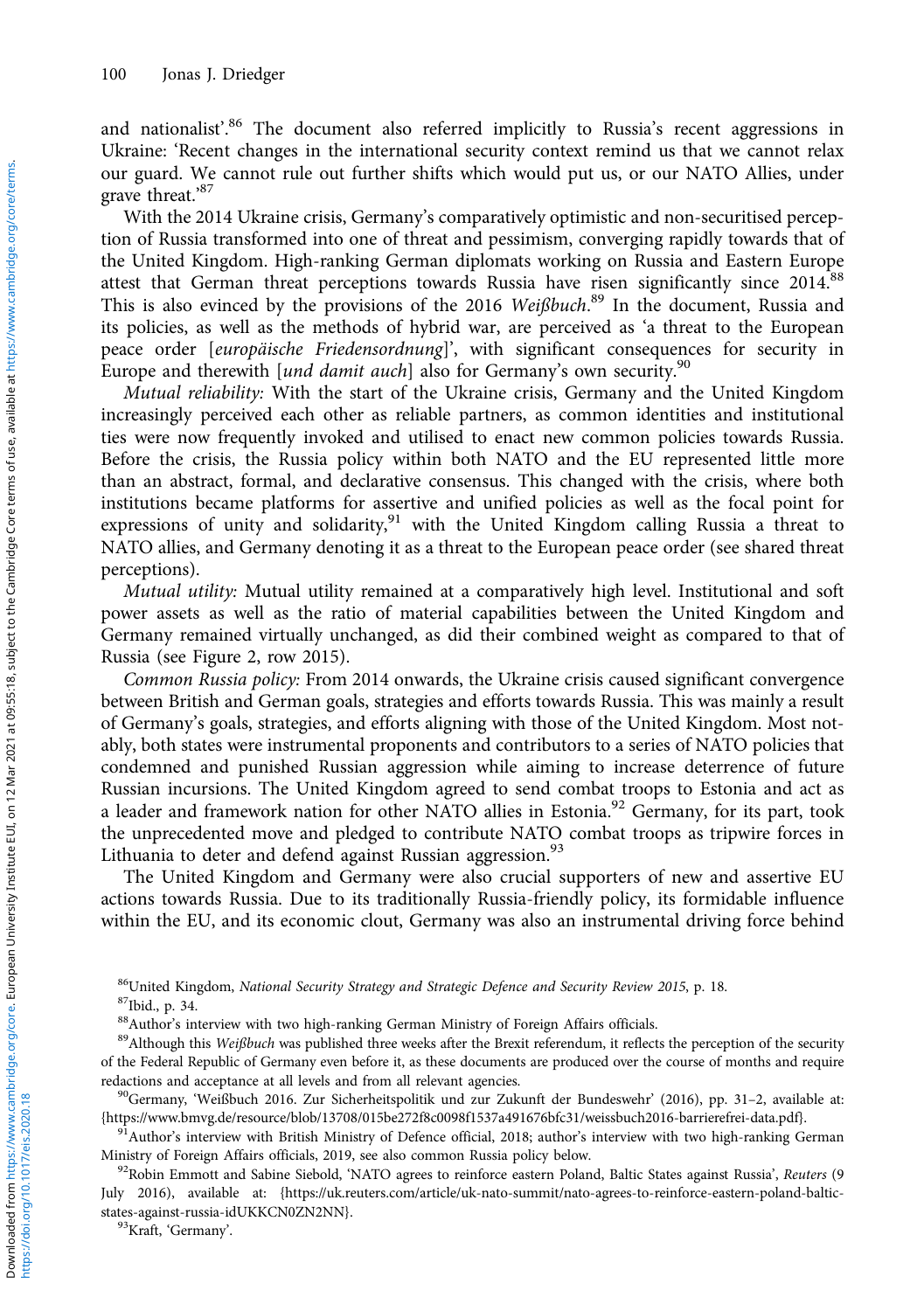and nationalist'.[86] The document also referred implicitly to Russia's recent aggressions in Ukraine: 'Recent changes in the international security context remind us that we cannot relax our guard. We cannot rule out further shifts which would put us, or our NATO Allies, under grave threat.'[87]

With the 2014 Ukraine crisis, Germany's comparatively optimistic and non-securitised perception of Russia transformed into one of threat and pessimism, converging rapidly towards that of the United Kingdom. High-ranking German diplomats working on Russia and Eastern Europe attest that German threat perceptions towards Russia have risen significantly since 2014.[88] This is also evinced by the provisions of the 2016 *Weißbuch*.[89] In the document, Russia and its policies, as well as the methods of hybrid war, are perceived as 'a threat to the European peace order [*europäische Friedensordnung*]', with significant consequences for security in Europe and therewith [*und damit auch*] also for Germany's own security.[90]

*Mutual reliability:* With the start of the Ukraine crisis, Germany and the United Kingdom increasingly perceived each other as reliable partners, as common identities and institutional ties were now frequently invoked and utilised to enact new common policies towards Russia. Before the crisis, the Russia policy within both NATO and the EU represented little more than an abstract, formal, and declarative consensus. This changed with the crisis, where both institutions became platforms for assertive and unified policies as well as the focal point for expressions of unity and solidarity,[91] with the United Kingdom calling Russia a threat to NATO allies, and Germany denoting it as a threat to the European peace order (see shared threat perceptions).

*Mutual utility:* Mutual utility remained at a comparatively high level. Institutional and soft power assets as well as the ratio of material capabilities between the United Kingdom and Germany remained virtually unchanged, as did their combined weight as compared to that of Russia (see Figure 2, row 2015).

*Common Russia policy:* From 2014 onwards, the Ukraine crisis caused significant convergence between British and German goals, strategies and efforts towards Russia. This was mainly a result of Germany's goals, strategies, and efforts aligning with those of the United Kingdom. Most notably, both states were instrumental proponents and contributors to a series of NATO policies that condemned and punished Russian aggression while aiming to increase deterrence of future Russian incursions. The United Kingdom agreed to send combat troops to Estonia and act as a leader and framework nation for other NATO allies in Estonia.[92] Germany, for its part, took the unprecedented move and pledged to contribute NATO combat troops as tripwire forces in Lithuania to deter and defend against Russian aggression.[93]

The United Kingdom and Germany were also crucial supporters of new and assertive EU actions towards Russia. Due to its traditionally Russia-friendly policy, its formidable influence within the EU, and its economic clout, Germany was also an instrumental driving force behind

[86] United Kingdom, *National Security Strategy and Strategic Defence and Security Review 2015*, p. 18.

[87] Ibid., p. 34.

[88] Author's interview with two high-ranking German Ministry of Foreign Affairs officials.

[89] Although this *Weißbuch* was published three weeks after the Brexit referendum, it reflects the perception of the security of the Federal Republic of Germany even before it, as these documents are produced over the course of months and require redactions and acceptance at all levels and from all relevant agencies.

[90] Germany, 'Weißbuch 2016. Zur Sicherheitspolitik und zur Zukunft der Bundeswehr' (2016), pp. 31–2, available at: {https://www.bmvg.de/resource/blob/13708/015be272f8c0098f1537a491676bfc31/weissbuch2016-barrierefrei-data.pdf}.

[91] Author's interview with British Ministry of Defence official, 2018; author's interview with two high-ranking German Ministry of Foreign Affairs officials, 2019, see also common Russia policy below.

[92] Robin Emmott and Sabine Siebold, 'NATO agrees to reinforce eastern Poland, Baltic States against Russia', *Reuters* (9 July 2016), available at: {https://uk.reuters.com/article/uk-nato-summit/nato-agrees-to-reinforce-eastern-poland-baltic-states-against-russia-idUKKCN0ZN2NN}.

[93] Kraft, 'Germany'.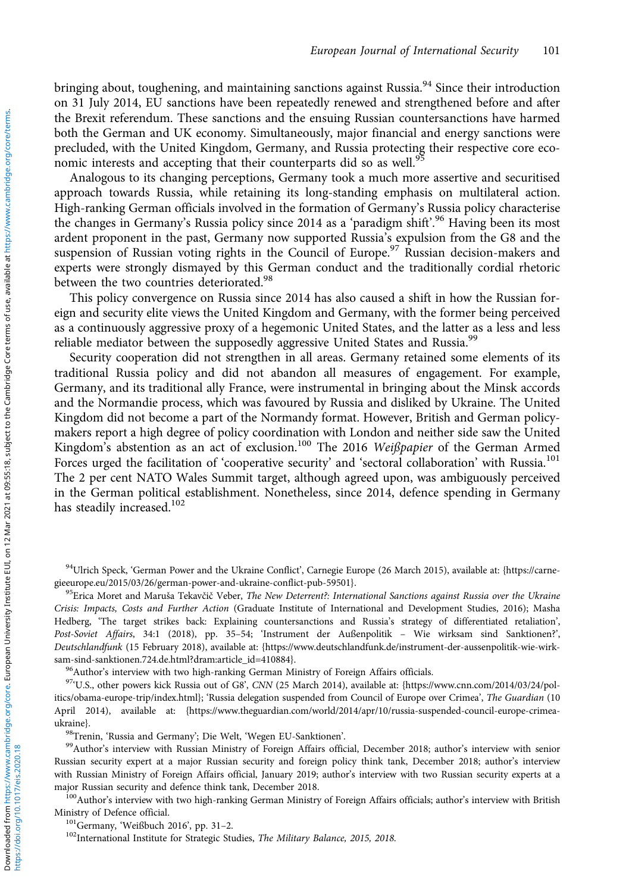bringing about, toughening, and maintaining sanctions against Russia.[94] Since their introduction on 31 July 2014, EU sanctions have been repeatedly renewed and strengthened before and after the Brexit referendum. These sanctions and the ensuing Russian countersanctions have harmed both the German and UK economy. Simultaneously, major financial and energy sanctions were precluded, with the United Kingdom, Germany, and Russia protecting their respective core economic interests and accepting that their counterparts did so as well.[95]

Analogous to its changing perceptions, Germany took a much more assertive and securitised approach towards Russia, while retaining its long-standing emphasis on multilateral action. High-ranking German officials involved in the formation of Germany's Russia policy characterise the changes in Germany's Russia policy since 2014 as a 'paradigm shift'.[96] Having been its most ardent proponent in the past, Germany now supported Russia's expulsion from the G8 and the suspension of Russian voting rights in the Council of Europe.[97] Russian decision-makers and experts were strongly dismayed by this German conduct and the traditionally cordial rhetoric between the two countries deteriorated.[98]

This policy convergence on Russia since 2014 has also caused a shift in how the Russian foreign and security elite views the United Kingdom and Germany, with the former being perceived as a continuously aggressive proxy of a hegemonic United States, and the latter as a less and less reliable mediator between the supposedly aggressive United States and Russia.[99]

Security cooperation did not strengthen in all areas. Germany retained some elements of its traditional Russia policy and did not abandon all measures of engagement. For example, Germany, and its traditional ally France, were instrumental in bringing about the Minsk accords and the Normandie process, which was favoured by Russia and disliked by Ukraine. The United Kingdom did not become a part of the Normandy format. However, British and German policymakers report a high degree of policy coordination with London and neither side saw the United Kingdom's abstention as an act of exclusion.[100] The 2016 *Weißpapier* of the German Armed Forces urged the facilitation of 'cooperative security' and 'sectoral collaboration' with Russia.[101] The 2 per cent NATO Wales Summit target, although agreed upon, was ambiguously perceived in the German political establishment. Nonetheless, since 2014, defence spending in Germany has steadily increased.[102]

---

[94] Ulrich Speck, 'German Power and the Ukraine Conflict', Carnegie Europe (26 March 2015), available at: {https://carnegieeurope.eu/2015/03/26/german-power-and-ukraine-conflict-pub-59501}.

[95] Erica Moret and Maruša Tekavčič Veber, *The New Deterrent?: International Sanctions against Russia over the Ukraine Crisis: Impacts, Costs and Further Action* (Graduate Institute of International and Development Studies, 2016); Masha Hedberg, 'The target strikes back: Explaining countersanctions and Russia's strategy of differentiated retaliation', *Post-Soviet Affairs*, 34:1 (2018), pp. 35–54; 'Instrument der Außenpolitik – Wie wirksam sind Sanktionen?', *Deutschlandfunk* (15 February 2018), available at: {https://www.deutschlandfunk.de/instrument-der-aussenpolitik-wie-wirksam-sind-sanktionen.724.de.html?dram:article_id=410884}.

[96] Author's interview with two high-ranking German Ministry of Foreign Affairs officials.

[97] 'U.S., other powers kick Russia out of G8', *CNN* (25 March 2014), available at: {https://www.cnn.com/2014/03/24/politics/obama-europe-trip/index.html}; 'Russia delegation suspended from Council of Europe over Crimea', *The Guardian* (10 April 2014), available at: {https://www.theguardian.com/world/2014/apr/10/russia-suspended-council-europe-crimea-ukraine}.

[98] Trenin, 'Russia and Germany'; Die Welt, 'Wegen EU-Sanktionen'.

[99] Author's interview with Russian Ministry of Foreign Affairs official, December 2018; author's interview with senior Russian security expert at a major Russian security and foreign policy think tank, December 2018; author's interview with Russian Ministry of Foreign Affairs official, January 2019; author's interview with two Russian security experts at a major Russian security and defence think tank, December 2018.

[100] Author's interview with two high-ranking German Ministry of Foreign Affairs officials; author's interview with British Ministry of Defence official.

[101] Germany, 'Weißbuch 2016', pp. 31–2.

[102] International Institute for Strategic Studies, *The Military Balance, 2015, 2018.*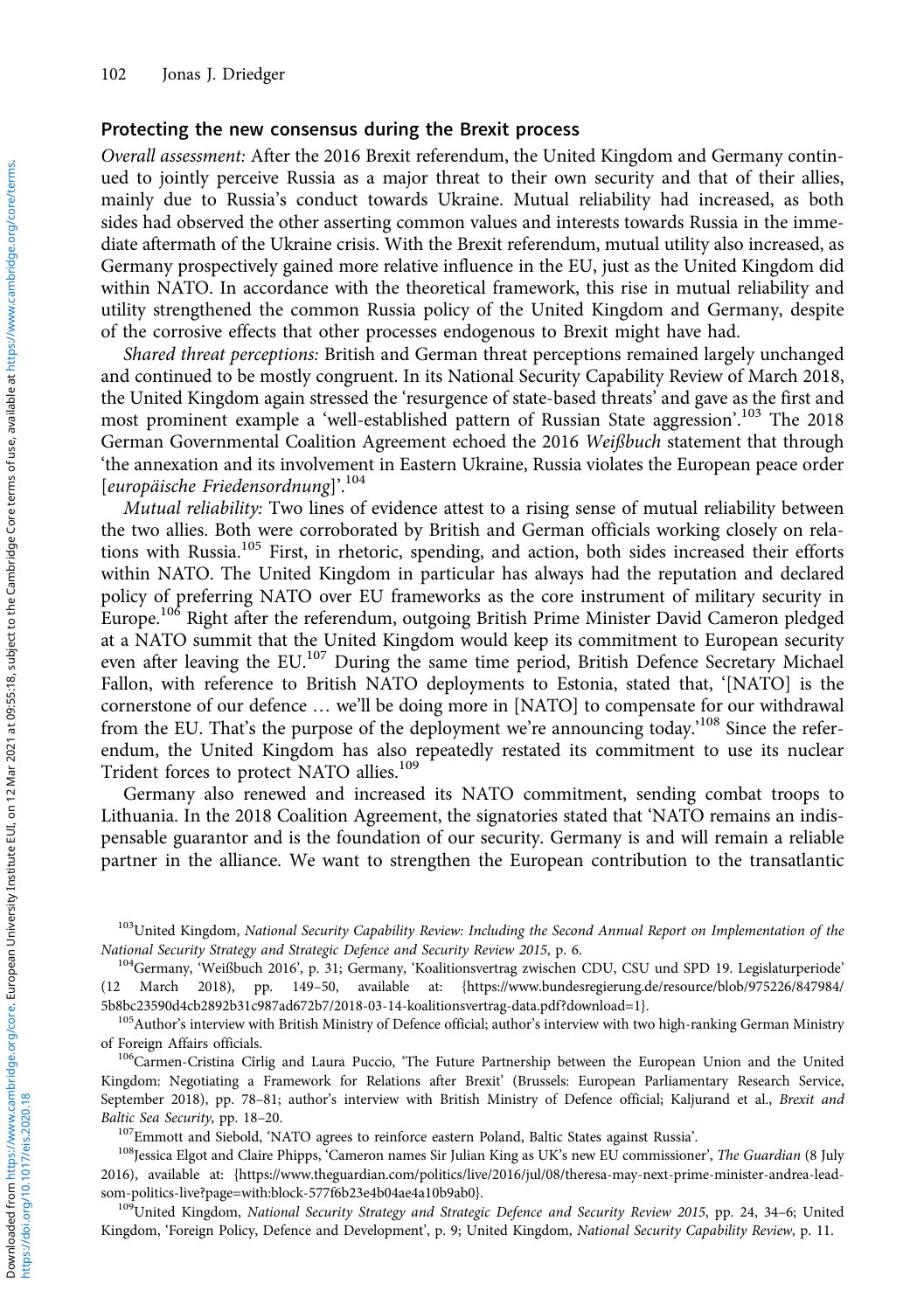### Protecting the new consensus during the Brexit process

*Overall assessment:* After the 2016 Brexit referendum, the United Kingdom and Germany continued to jointly perceive Russia as a major threat to their own security and that of their allies, mainly due to Russia's conduct towards Ukraine. Mutual reliability had increased, as both sides had observed the other asserting common values and interests towards Russia in the immediate aftermath of the Ukraine crisis. With the Brexit referendum, mutual utility also increased, as Germany prospectively gained more relative influence in the EU, just as the United Kingdom did within NATO. In accordance with the theoretical framework, this rise in mutual reliability and utility strengthened the common Russia policy of the United Kingdom and Germany, despite of the corrosive effects that other processes endogenous to Brexit might have had.

*Shared threat perceptions:* British and German threat perceptions remained largely unchanged and continued to be mostly congruent. In its National Security Capability Review of March 2018, the United Kingdom again stressed the 'resurgence of state-based threats' and gave as the first and most prominent example a 'well-established pattern of Russian State aggression'.[103] The 2018 German Governmental Coalition Agreement echoed the 2016 *Weißbuch* statement that through 'the annexation and its involvement in Eastern Ukraine, Russia violates the European peace order [*europäische Friedensordnung*]'.[104]

*Mutual reliability:* Two lines of evidence attest to a rising sense of mutual reliability between the two allies. Both were corroborated by British and German officials working closely on relations with Russia.[105] First, in rhetoric, spending, and action, both sides increased their efforts within NATO. The United Kingdom in particular has always had the reputation and declared policy of preferring NATO over EU frameworks as the core instrument of military security in Europe.[106] Right after the referendum, outgoing British Prime Minister David Cameron pledged at a NATO summit that the United Kingdom would keep its commitment to European security even after leaving the EU.[107] During the same time period, British Defence Secretary Michael Fallon, with reference to British NATO deployments to Estonia, stated that, '[NATO] is the cornerstone of our defence … we'll be doing more in [NATO] to compensate for our withdrawal from the EU. That's the purpose of the deployment we're announcing today.'[108] Since the referendum, the United Kingdom has also repeatedly restated its commitment to use its nuclear Trident forces to protect NATO allies.[109]

Germany also renewed and increased its NATO commitment, sending combat troops to Lithuania. In the 2018 Coalition Agreement, the signatories stated that 'NATO remains an indispensable guarantor and is the foundation of our security. Germany is and will remain a reliable partner in the alliance. We want to strengthen the European contribution to the transatlantic

---

[103] United Kingdom, *National Security Capability Review: Including the Second Annual Report on Implementation of the National Security Strategy and Strategic Defence and Security Review 2015*, p. 6.

[104] Germany, 'Weißbuch 2016', p. 31; Germany, 'Koalitionsvertrag zwischen CDU, CSU und SPD 19. Legislaturperiode' (12 March 2018), pp. 149–50, available at: {https://www.bundesregierung.de/resource/blob/975226/847984/5b8bc23590d4cb2892b31c987ad672b7/2018-03-14-koalitionsvertrag-data.pdf?download=1}.

[105] Author's interview with British Ministry of Defence official; author's interview with two high-ranking German Ministry of Foreign Affairs officials.

[106] Carmen-Cristina Cîrlig and Laura Puccio, 'The Future Partnership between the European Union and the United Kingdom: Negotiating a Framework for Relations after Brexit' (Brussels: European Parliamentary Research Service, September 2018), pp. 78–81; author's interview with British Ministry of Defence official; Kaljurand et al., *Brexit and Baltic Sea Security*, pp. 18–20.

[107] Emmott and Siebold, 'NATO agrees to reinforce eastern Poland, Baltic States against Russia'.

[108] Jessica Elgot and Claire Phipps, 'Cameron names Sir Julian King as UK's new EU commissioner', *The Guardian* (8 July 2016), available at: {https://www.theguardian.com/politics/live/2016/jul/08/theresa-may-next-prime-minister-andrea-leadsom-politics-live?page=with:block-577f6b23e4b04ae4a10b9ab0}.

[109] United Kingdom, *National Security Strategy and Strategic Defence and Security Review 2015*, pp. 24, 34–6; United Kingdom, 'Foreign Policy, Defence and Development', p. 9; United Kingdom, *National Security Capability Review*, p. 11.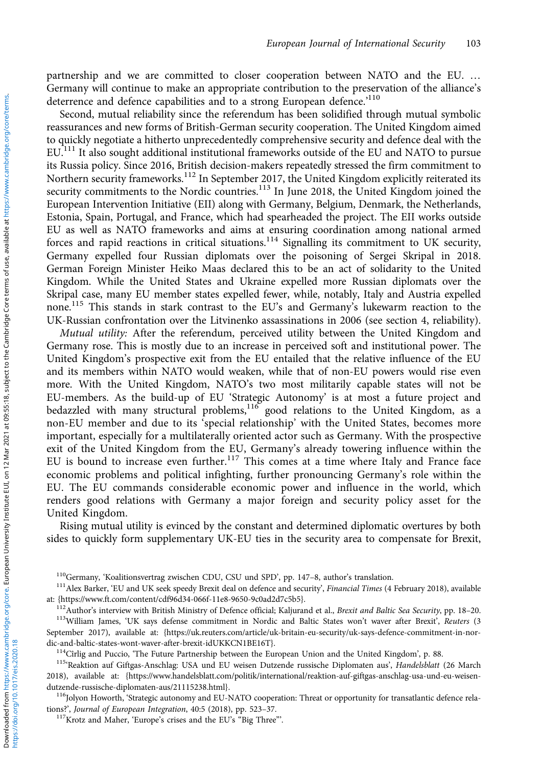partnership and we are committed to closer cooperation between NATO and the EU. … Germany will continue to make an appropriate contribution to the preservation of the alliance's deterrence and defence capabilities and to a strong European defence.'[110]

Second, mutual reliability since the referendum has been solidified through mutual symbolic reassurances and new forms of British-German security cooperation. The United Kingdom aimed to quickly negotiate a hitherto unprecedentedly comprehensive security and defence deal with the EU.[111] It also sought additional institutional frameworks outside of the EU and NATO to pursue its Russia policy. Since 2016, British decision-makers repeatedly stressed the firm commitment to Northern security frameworks.[112] In September 2017, the United Kingdom explicitly reiterated its security commitments to the Nordic countries.[113] In June 2018, the United Kingdom joined the European Intervention Initiative (EII) along with Germany, Belgium, Denmark, the Netherlands, Estonia, Spain, Portugal, and France, which had spearheaded the project. The EII works outside EU as well as NATO frameworks and aims at ensuring coordination among national armed forces and rapid reactions in critical situations.[114] Signalling its commitment to UK security, Germany expelled four Russian diplomats over the poisoning of Sergei Skripal in 2018. German Foreign Minister Heiko Maas declared this to be an act of solidarity to the United Kingdom. While the United States and Ukraine expelled more Russian diplomats over the Skripal case, many EU member states expelled fewer, while, notably, Italy and Austria expelled none.[115] This stands in stark contrast to the EU's and Germany's lukewarm reaction to the UK-Russian confrontation over the Litvinenko assassinations in 2006 (see section 4, reliability).

*Mutual utility:* After the referendum, perceived utility between the United Kingdom and Germany rose. This is mostly due to an increase in perceived soft and institutional power. The United Kingdom's prospective exit from the EU entailed that the relative influence of the EU and its members within NATO would weaken, while that of non-EU powers would rise even more. With the United Kingdom, NATO's two most militarily capable states will not be EU-members. As the build-up of EU 'Strategic Autonomy' is at most a future project and bedazzled with many structural problems,[116] good relations to the United Kingdom, as a non-EU member and due to its 'special relationship' with the United States, becomes more important, especially for a multilaterally oriented actor such as Germany. With the prospective exit of the United Kingdom from the EU, Germany's already towering influence within the EU is bound to increase even further.[117] This comes at a time where Italy and France face economic problems and political infighting, further pronouncing Germany's role within the EU. The EU commands considerable economic power and influence in the world, which renders good relations with Germany a major foreign and security policy asset for the United Kingdom.

Rising mutual utility is evinced by the constant and determined diplomatic overtures by both sides to quickly form supplementary UK-EU ties in the security area to compensate for Brexit,

---

[110] Germany, 'Koalitionsvertrag zwischen CDU, CSU und SPD', pp. 147–8, author's translation.

[111] Alex Barker, 'EU and UK seek speedy Brexit deal on defence and security', *Financial Times* (4 February 2018), available at: {https://www.ft.com/content/cdf96d34-066f-11e8-9650-9c0ad2d7c5b5}.

[112] Author's interview with British Ministry of Defence official; Kaljurand et al., *Brexit and Baltic Sea Security*, pp. 18–20.

[113] William James, 'UK says defense commitment in Nordic and Baltic States won't waver after Brexit', *Reuters* (3 September 2017), available at: {https://uk.reuters.com/article/uk-britain-eu-security/uk-says-defence-commitment-in-nordic-and-baltic-states-wont-waver-after-brexit-idUKKCN1BE16T}.

[114] Cîrlig and Puccio, 'The Future Partnership between the European Union and the United Kingdom', p. 88.

[115] 'Reaktion auf Giftgas-Anschlag: USA und EU weisen Dutzende russische Diplomaten aus', *Handelsblatt* (26 March 2018), available at: {https://www.handelsblatt.com/politik/international/reaktion-auf-giftgas-anschlag-usa-und-eu-weisen-dutzende-russische-diplomaten-aus/21115238.html}.

[116] Jolyon Howorth, 'Strategic autonomy and EU-NATO cooperation: Threat or opportunity for transatlantic defence relations?', *Journal of European Integration*, 40:5 (2018), pp. 523–37.

[117] Krotz and Maher, 'Europe's crises and the EU's "Big Three"'.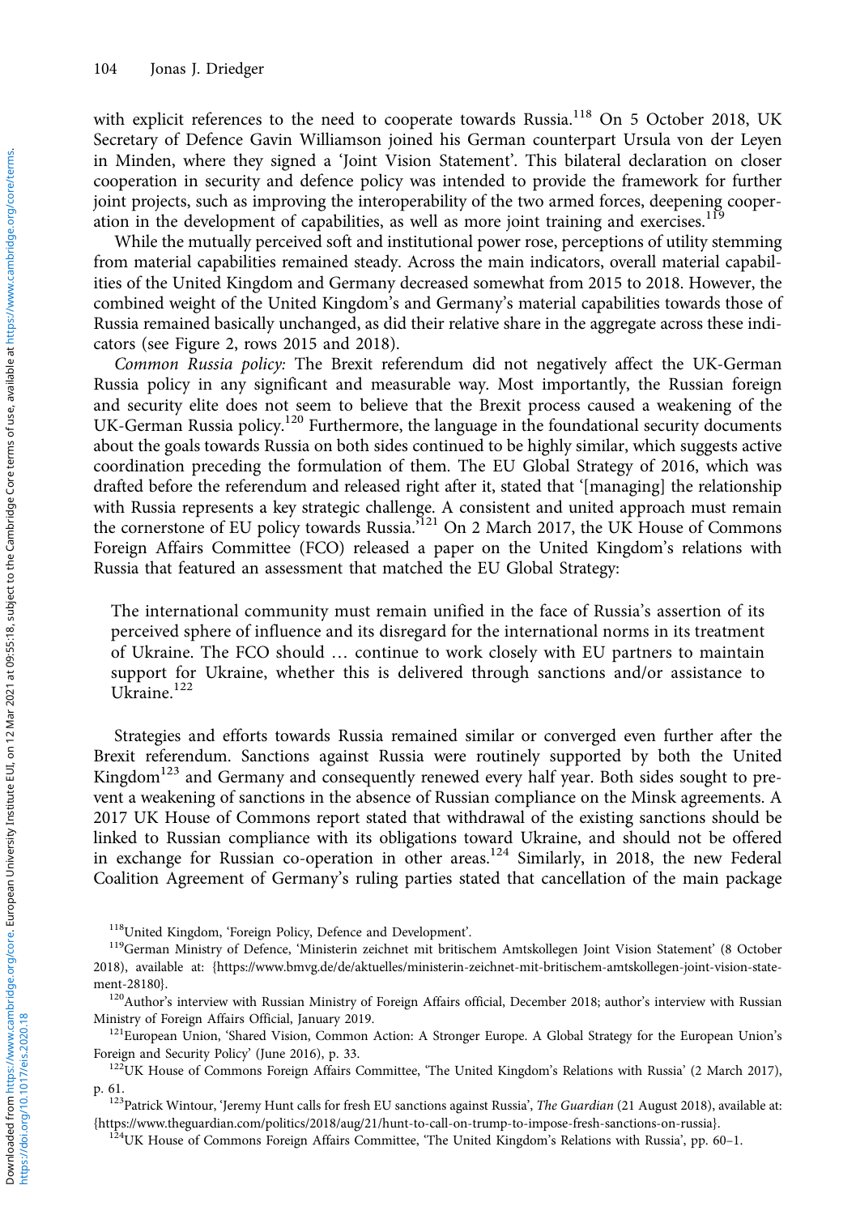with explicit references to the need to cooperate towards Russia.[118] On 5 October 2018, UK Secretary of Defence Gavin Williamson joined his German counterpart Ursula von der Leyen in Minden, where they signed a 'Joint Vision Statement'. This bilateral declaration on closer cooperation in security and defence policy was intended to provide the framework for further joint projects, such as improving the interoperability of the two armed forces, deepening cooperation in the development of capabilities, as well as more joint training and exercises.[119]

While the mutually perceived soft and institutional power rose, perceptions of utility stemming from material capabilities remained steady. Across the main indicators, overall material capabilities of the United Kingdom and Germany decreased somewhat from 2015 to 2018. However, the combined weight of the United Kingdom's and Germany's material capabilities towards those of Russia remained basically unchanged, as did their relative share in the aggregate across these indicators (see Figure 2, rows 2015 and 2018).

*Common Russia policy:* The Brexit referendum did not negatively affect the UK-German Russia policy in any significant and measurable way. Most importantly, the Russian foreign and security elite does not seem to believe that the Brexit process caused a weakening of the UK-German Russia policy.[120] Furthermore, the language in the foundational security documents about the goals towards Russia on both sides continued to be highly similar, which suggests active coordination preceding the formulation of them. The EU Global Strategy of 2016, which was drafted before the referendum and released right after it, stated that '[managing] the relationship with Russia represents a key strategic challenge. A consistent and united approach must remain the cornerstone of EU policy towards Russia.'[121] On 2 March 2017, the UK House of Commons Foreign Affairs Committee (FCO) released a paper on the United Kingdom's relations with Russia that featured an assessment that matched the EU Global Strategy:

> The international community must remain unified in the face of Russia's assertion of its perceived sphere of influence and its disregard for the international norms in its treatment of Ukraine. The FCO should … continue to work closely with EU partners to maintain support for Ukraine, whether this is delivered through sanctions and/or assistance to Ukraine.[122]

Strategies and efforts towards Russia remained similar or converged even further after the Brexit referendum. Sanctions against Russia were routinely supported by both the United Kingdom[123] and Germany and consequently renewed every half year. Both sides sought to prevent a weakening of sanctions in the absence of Russian compliance on the Minsk agreements. A 2017 UK House of Commons report stated that withdrawal of the existing sanctions should be linked to Russian compliance with its obligations toward Ukraine, and should not be offered in exchange for Russian co-operation in other areas.[124] Similarly, in 2018, the new Federal Coalition Agreement of Germany's ruling parties stated that cancellation of the main package

[118]United Kingdom, 'Foreign Policy, Defence and Development'.

[119]German Ministry of Defence, 'Ministerin zeichnet mit britischem Amtskollegen Joint Vision Statement' (8 October 2018), available at: {https://www.bmvg.de/de/aktuelles/ministerin-zeichnet-mit-britischem-amtskollegen-joint-vision-statement-28180}.

[120]Author's interview with Russian Ministry of Foreign Affairs official, December 2018; author's interview with Russian Ministry of Foreign Affairs Official, January 2019.

[121]European Union, 'Shared Vision, Common Action: A Stronger Europe. A Global Strategy for the European Union's Foreign and Security Policy' (June 2016), p. 33.

[122]UK House of Commons Foreign Affairs Committee, 'The United Kingdom's Relations with Russia' (2 March 2017), p. 61.

[123]Patrick Wintour, 'Jeremy Hunt calls for fresh EU sanctions against Russia', *The Guardian* (21 August 2018), available at: {https://www.theguardian.com/politics/2018/aug/21/hunt-to-call-on-trump-to-impose-fresh-sanctions-on-russia}.

[124]UK House of Commons Foreign Affairs Committee, 'The United Kingdom's Relations with Russia', pp. 60–1.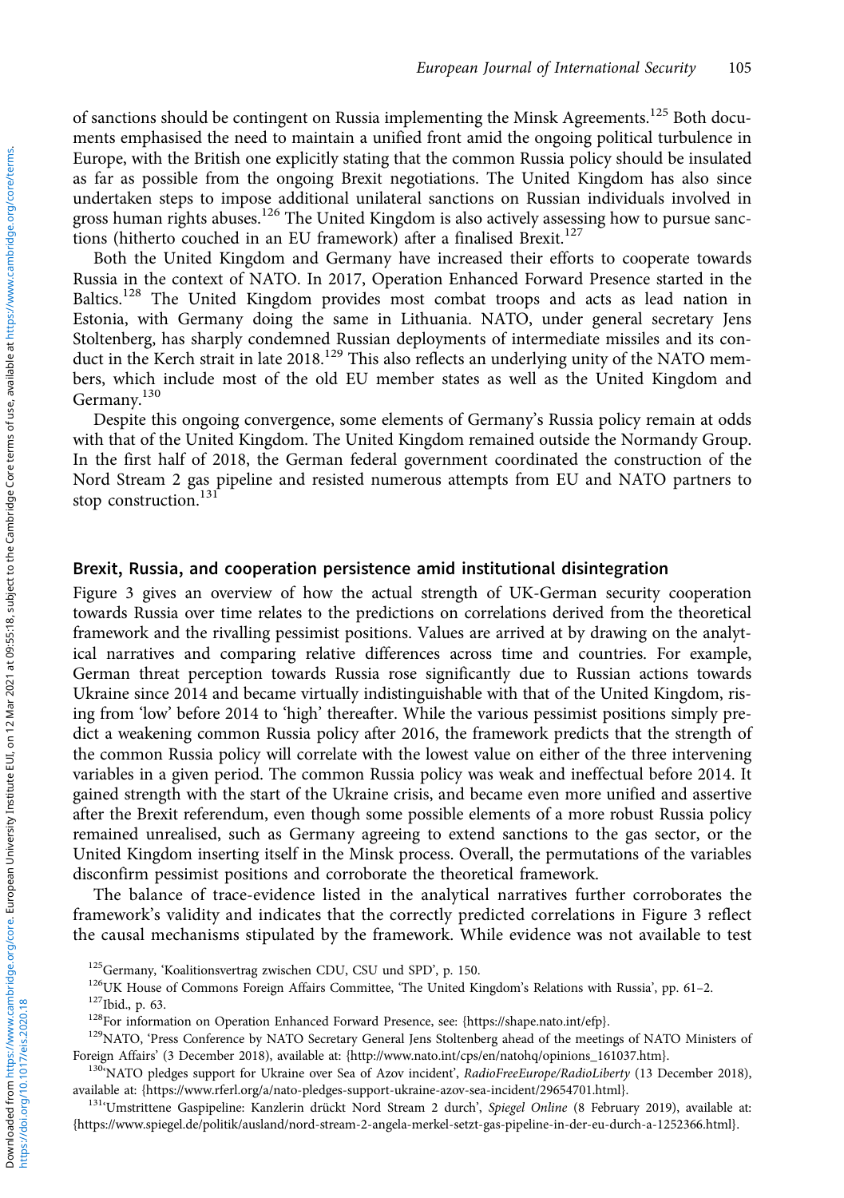of sanctions should be contingent on Russia implementing the Minsk Agreements.[125] Both documents emphasised the need to maintain a unified front amid the ongoing political turbulence in Europe, with the British one explicitly stating that the common Russia policy should be insulated as far as possible from the ongoing Brexit negotiations. The United Kingdom has also since undertaken steps to impose additional unilateral sanctions on Russian individuals involved in gross human rights abuses.[126] The United Kingdom is also actively assessing how to pursue sanctions (hitherto couched in an EU framework) after a finalised Brexit.[127]

Both the United Kingdom and Germany have increased their efforts to cooperate towards Russia in the context of NATO. In 2017, Operation Enhanced Forward Presence started in the Baltics.[128] The United Kingdom provides most combat troops and acts as lead nation in Estonia, with Germany doing the same in Lithuania. NATO, under general secretary Jens Stoltenberg, has sharply condemned Russian deployments of intermediate missiles and its conduct in the Kerch strait in late 2018.[129] This also reflects an underlying unity of the NATO members, which include most of the old EU member states as well as the United Kingdom and Germany.[130]

Despite this ongoing convergence, some elements of Germany's Russia policy remain at odds with that of the United Kingdom. The United Kingdom remained outside the Normandy Group. In the first half of 2018, the German federal government coordinated the construction of the Nord Stream 2 gas pipeline and resisted numerous attempts from EU and NATO partners to stop construction.[131]

## Brexit, Russia, and cooperation persistence amid institutional disintegration

Figure 3 gives an overview of how the actual strength of UK-German security cooperation towards Russia over time relates to the predictions on correlations derived from the theoretical framework and the rivalling pessimist positions. Values are arrived at by drawing on the analytical narratives and comparing relative differences across time and countries. For example, German threat perception towards Russia rose significantly due to Russian actions towards Ukraine since 2014 and became virtually indistinguishable with that of the United Kingdom, rising from 'low' before 2014 to 'high' thereafter. While the various pessimist positions simply predict a weakening common Russia policy after 2016, the framework predicts that the strength of the common Russia policy will correlate with the lowest value on either of the three intervening variables in a given period. The common Russia policy was weak and ineffectual before 2014. It gained strength with the start of the Ukraine crisis, and became even more unified and assertive after the Brexit referendum, even though some possible elements of a more robust Russia policy remained unrealised, such as Germany agreeing to extend sanctions to the gas sector, or the United Kingdom inserting itself in the Minsk process. Overall, the permutations of the variables disconfirm pessimist positions and corroborate the theoretical framework.

The balance of trace-evidence listed in the analytical narratives further corroborates the framework's validity and indicates that the correctly predicted correlations in Figure 3 reflect the causal mechanisms stipulated by the framework. While evidence was not available to test

[125] Germany, 'Koalitionsvertrag zwischen CDU, CSU und SPD', p. 150.

[126] UK House of Commons Foreign Affairs Committee, 'The United Kingdom's Relations with Russia', pp. 61–2.

[127] Ibid., p. 63.

[128] For information on Operation Enhanced Forward Presence, see: {https://shape.nato.int/efp}.

[129] NATO, 'Press Conference by NATO Secretary General Jens Stoltenberg ahead of the meetings of NATO Ministers of Foreign Affairs' (3 December 2018), available at: {http://www.nato.int/cps/en/natohq/opinions_161037.htm}.

[130] 'NATO pledges support for Ukraine over Sea of Azov incident', *RadioFreeEurope/RadioLiberty* (13 December 2018), available at: {https://www.rferl.org/a/nato-pledges-support-ukraine-azov-sea-incident/29654701.html}.

[131] 'Umstrittene Gaspipeline: Kanzlerin drückt Nord Stream 2 durch', *Spiegel Online* (8 February 2019), available at: {https://www.spiegel.de/politik/ausland/nord-stream-2-angela-merkel-setzt-gas-pipeline-in-der-eu-durch-a-1252366.html}.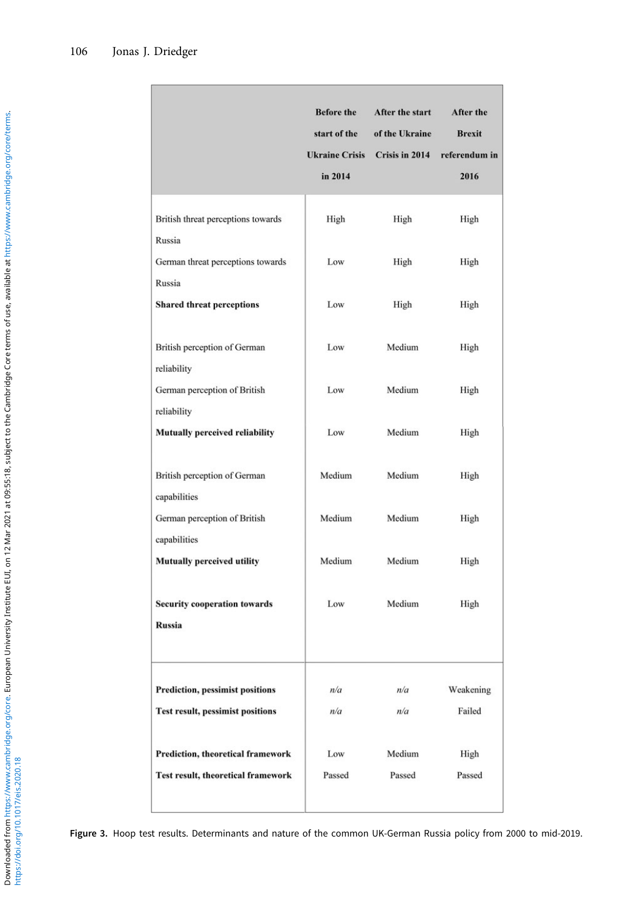| | Before the start of the Ukraine Crisis in 2014 | After the start of the Ukraine Crisis in 2014 | After the Brexit referendum in 2016 |
|---|---|---|---|
| British threat perceptions towards Russia | High | High | High |
| German threat perceptions towards Russia | Low | High | High |
| **Shared threat perceptions** | Low | High | High |
| British perception of German reliability | Low | Medium | High |
| German perception of British reliability | Low | Medium | High |
| **Mutually perceived reliability** | Low | Medium | High |
| British perception of German capabilities | Medium | Medium | High |
| German perception of British capabilities | Medium | Medium | High |
| **Mutually perceived utility** | Medium | Medium | High |
| **Security cooperation towards Russia** | Low | Medium | High |
| **Prediction, pessimist positions** | *n/a* | *n/a* | Weakening |
| **Test result, pessimist positions** | *n/a* | *n/a* | Failed |
| **Prediction, theoretical framework** | Low | Medium | High |
| **Test result, theoretical framework** | Passed | Passed | Passed |

**Figure 3.** Hoop test results. Determinants and nature of the common UK-German Russia policy from 2000 to mid-2019.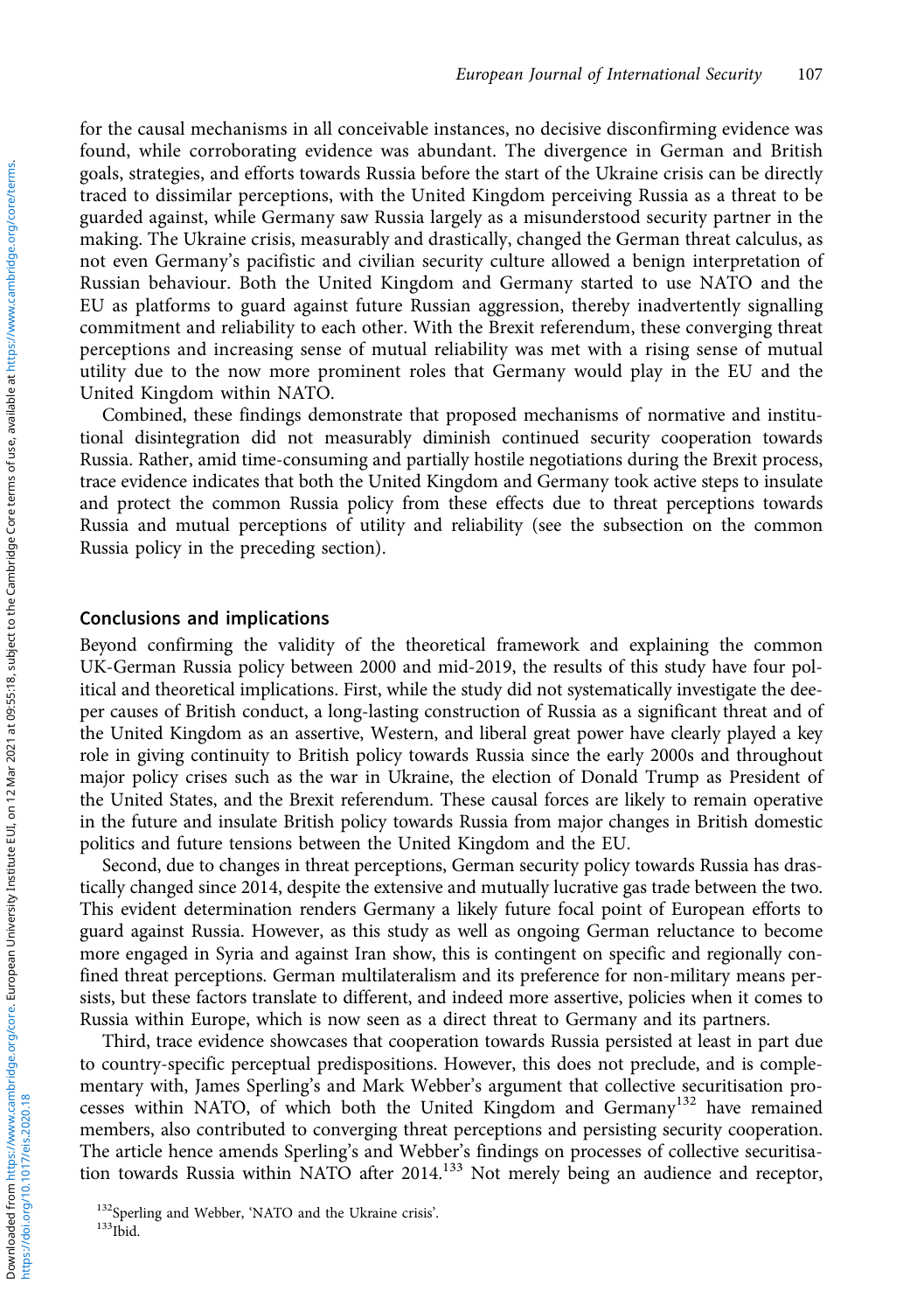for the causal mechanisms in all conceivable instances, no decisive disconfirming evidence was found, while corroborating evidence was abundant. The divergence in German and British goals, strategies, and efforts towards Russia before the start of the Ukraine crisis can be directly traced to dissimilar perceptions, with the United Kingdom perceiving Russia as a threat to be guarded against, while Germany saw Russia largely as a misunderstood security partner in the making. The Ukraine crisis, measurably and drastically, changed the German threat calculus, as not even Germany's pacifistic and civilian security culture allowed a benign interpretation of Russian behaviour. Both the United Kingdom and Germany started to use NATO and the EU as platforms to guard against future Russian aggression, thereby inadvertently signalling commitment and reliability to each other. With the Brexit referendum, these converging threat perceptions and increasing sense of mutual reliability was met with a rising sense of mutual utility due to the now more prominent roles that Germany would play in the EU and the United Kingdom within NATO.

Combined, these findings demonstrate that proposed mechanisms of normative and institutional disintegration did not measurably diminish continued security cooperation towards Russia. Rather, amid time-consuming and partially hostile negotiations during the Brexit process, trace evidence indicates that both the United Kingdom and Germany took active steps to insulate and protect the common Russia policy from these effects due to threat perceptions towards Russia and mutual perceptions of utility and reliability (see the subsection on the common Russia policy in the preceding section).

## Conclusions and implications

Beyond confirming the validity of the theoretical framework and explaining the common UK-German Russia policy between 2000 and mid-2019, the results of this study have four political and theoretical implications. First, while the study did not systematically investigate the deeper causes of British conduct, a long-lasting construction of Russia as a significant threat and of the United Kingdom as an assertive, Western, and liberal great power have clearly played a key role in giving continuity to British policy towards Russia since the early 2000s and throughout major policy crises such as the war in Ukraine, the election of Donald Trump as President of the United States, and the Brexit referendum. These causal forces are likely to remain operative in the future and insulate British policy towards Russia from major changes in British domestic politics and future tensions between the United Kingdom and the EU.

Second, due to changes in threat perceptions, German security policy towards Russia has drastically changed since 2014, despite the extensive and mutually lucrative gas trade between the two. This evident determination renders Germany a likely future focal point of European efforts to guard against Russia. However, as this study as well as ongoing German reluctance to become more engaged in Syria and against Iran show, this is contingent on specific and regionally confined threat perceptions. German multilateralism and its preference for non-military means persists, but these factors translate to different, and indeed more assertive, policies when it comes to Russia within Europe, which is now seen as a direct threat to Germany and its partners.

Third, trace evidence showcases that cooperation towards Russia persisted at least in part due to country-specific perceptual predispositions. However, this does not preclude, and is complementary with, James Sperling's and Mark Webber's argument that collective securitisation processes within NATO, of which both the United Kingdom and Germany[132] have remained members, also contributed to converging threat perceptions and persisting security cooperation. The article hence amends Sperling's and Webber's findings on processes of collective securitisation towards Russia within NATO after 2014.[133] Not merely being an audience and receptor,

[132] Sperling and Webber, 'NATO and the Ukraine crisis'.

[133] Ibid.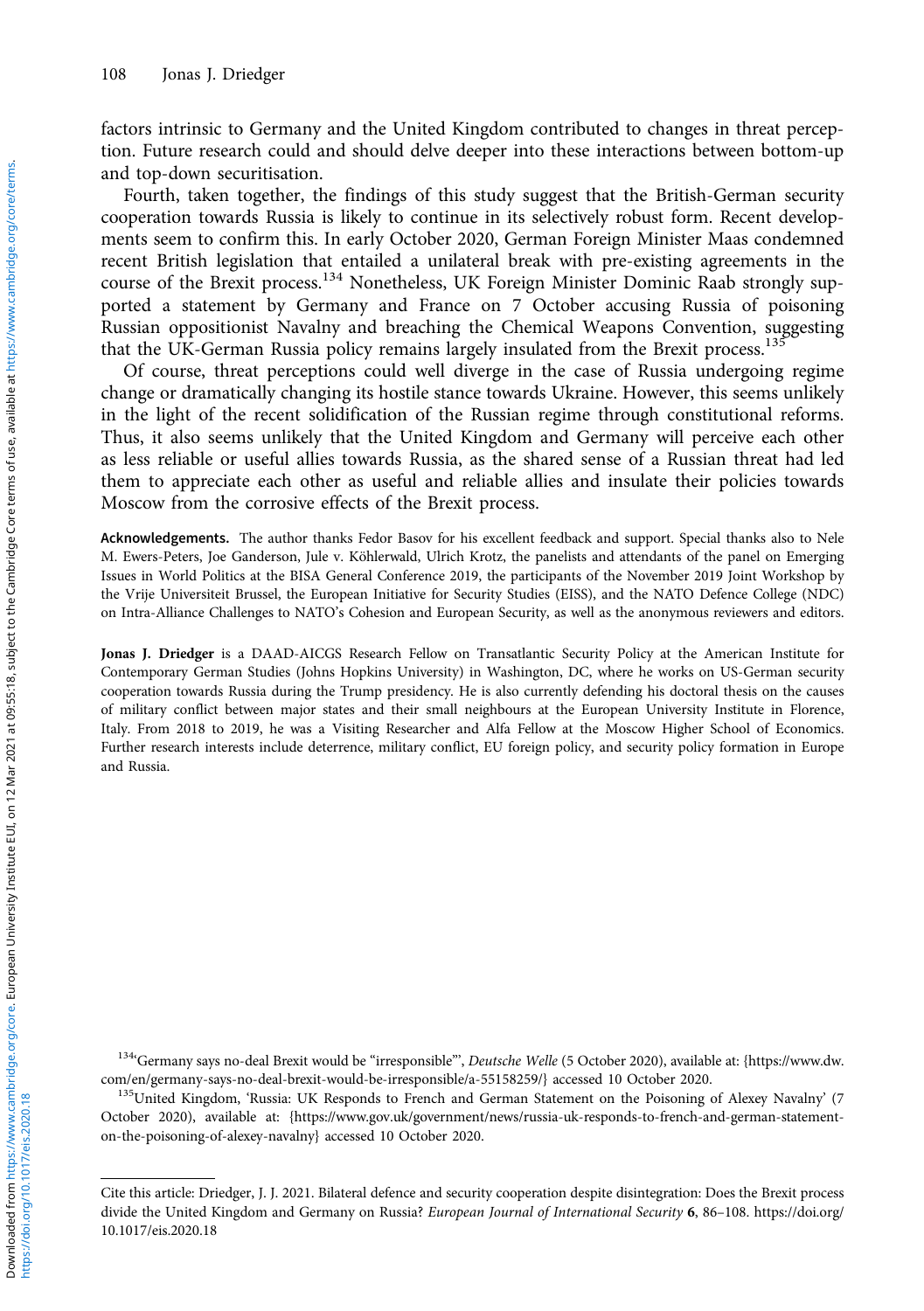factors intrinsic to Germany and the United Kingdom contributed to changes in threat perception. Future research could and should delve deeper into these interactions between bottom-up and top-down securitisation.

Fourth, taken together, the findings of this study suggest that the British-German security cooperation towards Russia is likely to continue in its selectively robust form. Recent developments seem to confirm this. In early October 2020, German Foreign Minister Maas condemned recent British legislation that entailed a unilateral break with pre-existing agreements in the course of the Brexit process.[134] Nonetheless, UK Foreign Minister Dominic Raab strongly supported a statement by Germany and France on 7 October accusing Russia of poisoning Russian oppositionist Navalny and breaching the Chemical Weapons Convention, suggesting that the UK-German Russia policy remains largely insulated from the Brexit process.[135]

Of course, threat perceptions could well diverge in the case of Russia undergoing regime change or dramatically changing its hostile stance towards Ukraine. However, this seems unlikely in the light of the recent solidification of the Russian regime through constitutional reforms. Thus, it also seems unlikely that the United Kingdom and Germany will perceive each other as less reliable or useful allies towards Russia, as the shared sense of a Russian threat had led them to appreciate each other as useful and reliable allies and insulate their policies towards Moscow from the corrosive effects of the Brexit process.

**Acknowledgements.** The author thanks Fedor Basov for his excellent feedback and support. Special thanks also to Nele M. Ewers-Peters, Joe Ganderson, Jule v. Köhlerwald, Ulrich Krotz, the panelists and attendants of the panel on Emerging Issues in World Politics at the BISA General Conference 2019, the participants of the November 2019 Joint Workshop by the Vrije Universiteit Brussel, the European Initiative for Security Studies (EISS), and the NATO Defence College (NDC) on Intra-Alliance Challenges to NATO's Cohesion and European Security, as well as the anonymous reviewers and editors.

**Jonas J. Driedger** is a DAAD-AICGS Research Fellow on Transatlantic Security Policy at the American Institute for Contemporary German Studies (Johns Hopkins University) in Washington, DC, where he works on US-German security cooperation towards Russia during the Trump presidency. He is also currently defending his doctoral thesis on the causes of military conflict between major states and their small neighbours at the European University Institute in Florence, Italy. From 2018 to 2019, he was a Visiting Researcher and Alfa Fellow at the Moscow Higher School of Economics. Further research interests include deterrence, military conflict, EU foreign policy, and security policy formation in Europe and Russia.

[134]'Germany says no-deal Brexit would be "irresponsible"', *Deutsche Welle* (5 October 2020), available at: {https://www.dw.com/en/germany-says-no-deal-brexit-would-be-irresponsible/a-55158259/} accessed 10 October 2020.

[135]United Kingdom, 'Russia: UK Responds to French and German Statement on the Poisoning of Alexey Navalny' (7 October 2020), available at: {https://www.gov.uk/government/news/russia-uk-responds-to-french-and-german-statement-on-the-poisoning-of-alexey-navalny} accessed 10 October 2020.

Cite this article: Driedger, J. J. 2021. Bilateral defence and security cooperation despite disintegration: Does the Brexit process divide the United Kingdom and Germany on Russia? *European Journal of International Security* **6**, 86–108. https://doi.org/10.1017/eis.2020.18